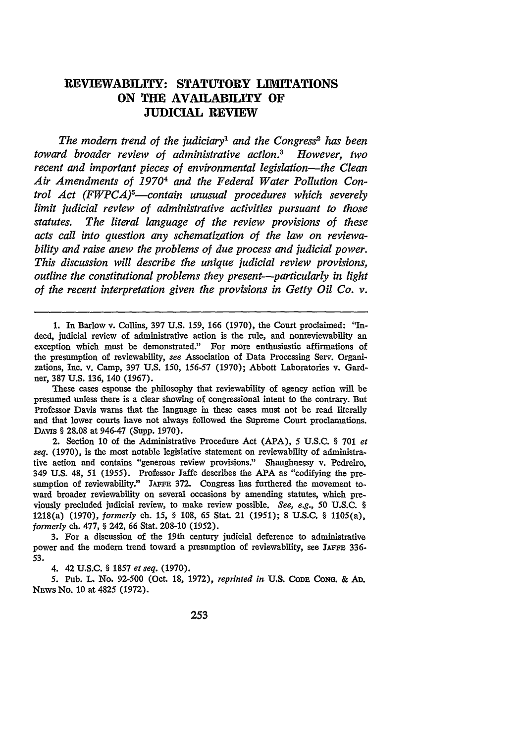# REVIEWABILITY: STATUTORY LIMITATIONS ON THE AVAILABILITY OF JUDICIAL REVIEW

*The modern trend of the judiciary*[1] *and the Congress*[2] *has been toward broader review of administrative action.*[3] *However, two recent and important pieces of environmental legislation—the Clean Air Amendments of 1970*[4] *and the Federal Water Pollution Control Act (FWPCA)*[5]*—contain unusual procedures which severely limit judicial review of administrative activities pursuant to those statutes. The literal language of the review provisions of these acts call into question any schematization of the law on reviewability and raise anew the problems of due process and judicial power. This discussion will describe the unique judicial review provisions, outline the constitutional problems they present—particularly in light of the recent interpretation given the provisions in Getty Oil Co. v.*

---

1. In Barlow v. Collins, 397 U.S. 159, 166 (1970), the Court proclaimed: "Indeed, judicial review of administrative action is the rule, and nonreviewability an exception which must be demonstrated." For more enthusiastic affirmations of the presumption of reviewability, *see* Association of Data Processing Serv. Organizations, Inc. v. Camp, 397 U.S. 150, 156-57 (1970); Abbott Laboratories v. Gardner, 387 U.S. 136, 140 (1967).

These cases espouse the philosophy that reviewability of agency action will be presumed unless there is a clear showing of congressional intent to the contrary. But Professor Davis warns that the language in these cases must not be read literally and that lower courts have not always followed the Supreme Court proclamations. DAVIS § 28.08 at 946-47 (Supp. 1970).

2. Section 10 of the Administrative Procedure Act (APA), 5 U.S.C. § 701 *et seq.* (1970), is the most notable legislative statement on reviewability of administrative action and contains "generous review provisions." Shaughnessy v. Pedreiro, 349 U.S. 48, 51 (1955). Professor Jaffe describes the APA as "codifying the presumption of reviewability." JAFFE 372. Congress has furthered the movement toward broader reviewability on several occasions by amending statutes, which previously precluded judicial review, to make review possible. *See, e.g.,* 50 U.S.C. § 1218(a) (1970), *formerly* ch. 15, § 108, 65 Stat. 21 (1951); 8 U.S.C. § 1105(a), *formerly* ch. 477, § 242, 66 Stat. 208-10 (1952).

3. For a discussion of the 19th century judicial deference to administrative power and the modern trend toward a presumption of reviewability, see JAFFE 336-53.

4. 42 U.S.C. § 1857 *et seq.* (1970).

5. Pub. L. No. 92-500 (Oct. 18, 1972), *reprinted in* U.S. CODE CONG. & AD. NEWS No. 10 at 4825 (1972).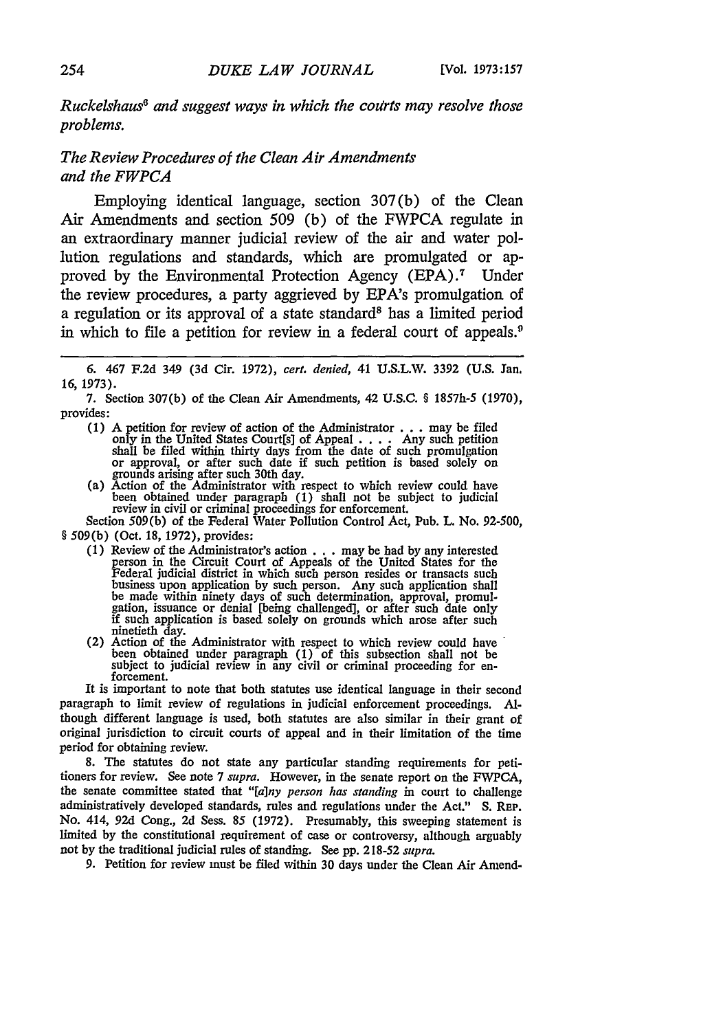*Ruckelshaus*[6] *and suggest ways in which the courts may resolve those problems.*

### *The Review Procedures of the Clean Air Amendments and the FWPCA*

Employing identical language, section 307(b) of the Clean Air Amendments and section 509 (b) of the FWPCA regulate in an extraordinary manner judicial review of the air and water pollution regulations and standards, which are promulgated or approved by the Environmental Protection Agency (EPA).[7] Under the review procedures, a party aggrieved by EPA's promulgation of a regulation or its approval of a state standard[8] has a limited period in which to file a petition for review in a federal court of appeals.[9]

---

6. 467 F.2d 349 (3d Cir. 1972), *cert. denied,* 41 U.S.L.W. 3392 (U.S. Jan. 16, 1973).

7. Section 307(b) of the Clean Air Amendments, 42 U.S.C. § 1857h-5 (1970), provides:

> (1) A petition for review of action of the Administrator . . . may be filed only in the United States Court[s] of Appeal . . . . Any such petition shall be filed within thirty days from the date of such promulgation or approval, or after such date if such petition is based solely on grounds arising after such 30th day.
>
> (a) Action of the Administrator with respect to which review could have been obtained under paragraph (1) shall not be subject to judicial review in civil or criminal proceedings for enforcement.

Section 509(b) of the Federal Water Pollution Control Act, Pub. L. No. 92-500, § 509(b) (Oct. 18, 1972), provides:

> (1) Review of the Administrator's action . . . may be had by any interested person in the Circuit Court of Appeals of the United States for the Federal judicial district in which such person resides or transacts such business upon application by such person. Any such application shall be made within ninety days of such determination, approval, promulgation, issuance or denial [being challenged], or after such date only if such application is based solely on grounds which arose after such ninetieth day.
>
> (2) Action of the Administrator with respect to which review could have been obtained under paragraph (1) of this subsection shall not be subject to judicial review in any civil or criminal proceeding for enforcement.

It is important to note that both statutes use identical language in their second paragraph to limit review of regulations in judicial enforcement proceedings. Although different language is used, both statutes are also similar in their grant of original jurisdiction to circuit courts of appeal and in their limitation of the time period for obtaining review.

8. The statutes do not state any particular standing requirements for petitioners for review. See note 7 *supra.* However, in the senate report on the FWPCA, the senate committee stated that "*[a]ny person has standing* in court to challenge administratively developed standards, rules and regulations under the Act." S. REP. No. 414, 92d Cong., 2d Sess. 85 (1972). Presumably, this sweeping statement is limited by the constitutional requirement of case or controversy, although arguably not by the traditional judicial rules of standing. See pp. 218-52 *supra.*

9. Petition for review must be filed within 30 days under the Clean Air Amend-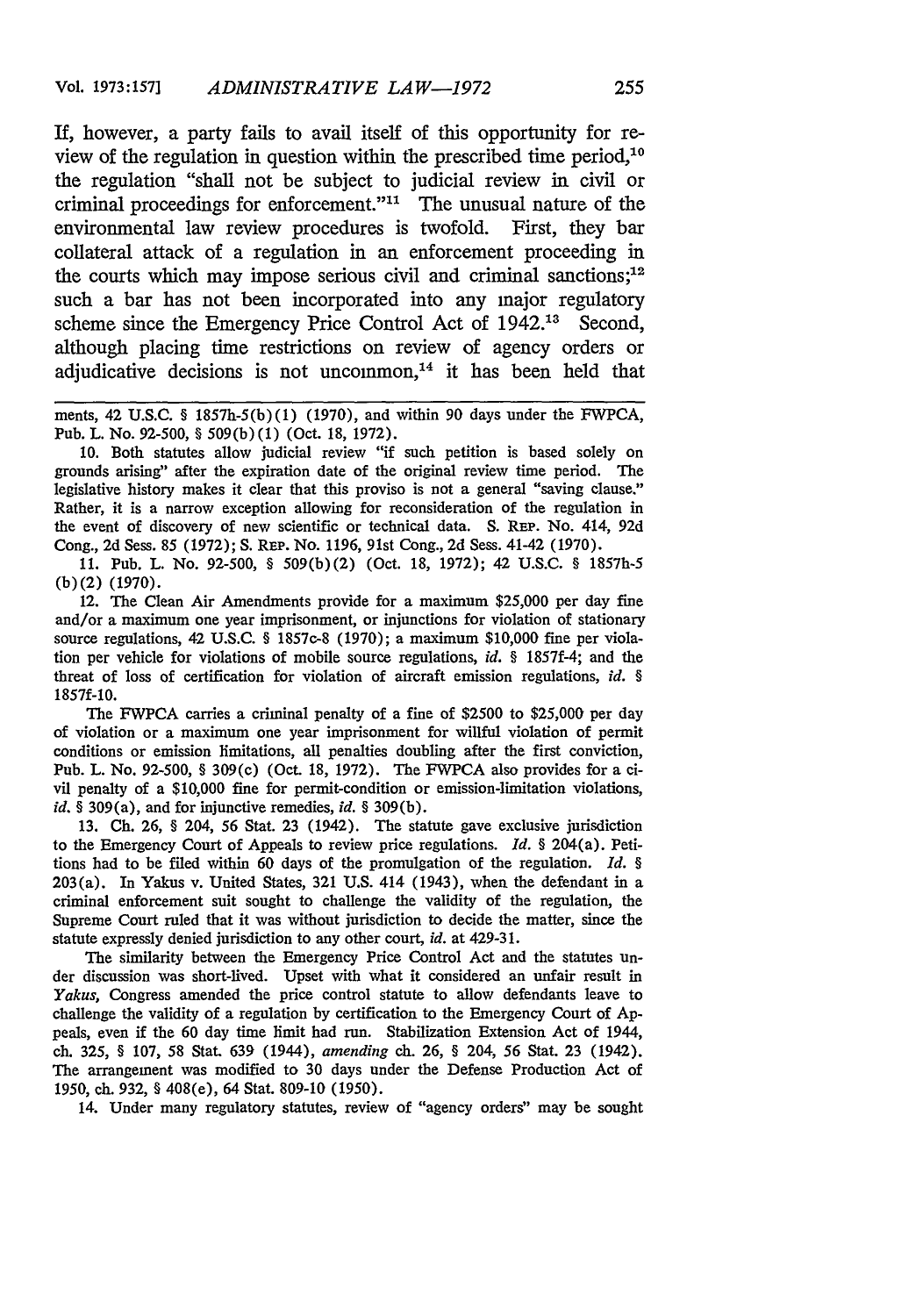If, however, a party fails to avail itself of this opportunity for review of the regulation in question within the prescribed time period,[10] the regulation "shall not be subject to judicial review in civil or criminal proceedings for enforcement."[11] The unusual nature of the environmental law review procedures is twofold. First, they bar collateral attack of a regulation in an enforcement proceeding in the courts which may impose serious civil and criminal sanctions;[12] such a bar has not been incorporated into any major regulatory scheme since the Emergency Price Control Act of 1942.[13] Second, although placing time restrictions on review of agency orders or adjudicative decisions is not uncommon,[14] it has been held that

---

ments, 42 U.S.C. § 1857h-5(b)(1) (1970), and within 90 days under the FWPCA, Pub. L. No. 92-500, § 509(b)(1) (Oct. 18, 1972).

10. Both statutes allow judicial review "if such petition is based solely on grounds arising" after the expiration date of the original review time period. The legislative history makes it clear that this proviso is not a general "saving clause." Rather, it is a narrow exception allowing for reconsideration of the regulation in the event of discovery of new scientific or technical data. S. REP. No. 414, 92d Cong., 2d Sess. 85 (1972); S. REP. No. 1196, 91st Cong., 2d Sess. 41-42 (1970).

11. Pub. L. No. 92-500, § 509(b)(2) (Oct. 18, 1972); 42 U.S.C. § 1857h-5 (b)(2) (1970).

12. The Clean Air Amendments provide for a maximum $25,000 per day fine and/or a maximum one year imprisonment, or injunctions for violation of stationary source regulations, 42 U.S.C. § 1857c-8 (1970); a maximum $10,000 fine per violation per vehicle for violations of mobile source regulations, *id.* § 1857f-4; and the threat of loss of certification for violation of aircraft emission regulations, *id.* § 1857f-10.

The FWPCA carries a criminal penalty of a fine of $2500 to $25,000 per day of violation or a maximum one year imprisonment for willful violation of permit conditions or emission limitations, all penalties doubling after the first conviction, Pub. L. No. 92-500, § 309(c) (Oct. 18, 1972). The FWPCA also provides for a civil penalty of a $10,000 fine for permit-condition or emission-limitation violations, *id.* § 309(a), and for injunctive remedies, *id.* § 309(b).

13. Ch. 26, § 204, 56 Stat. 23 (1942). The statute gave exclusive jurisdiction to the Emergency Court of Appeals to review price regulations. *Id.* § 204(a). Petitions had to be filed within 60 days of the promulgation of the regulation. *Id.* § 203(a). In Yakus v. United States, 321 U.S. 414 (1943), when the defendant in a criminal enforcement suit sought to challenge the validity of the regulation, the Supreme Court ruled that it was without jurisdiction to decide the matter, since the statute expressly denied jurisdiction to any other court, *id.* at 429-31.

The similarity between the Emergency Price Control Act and the statutes under discussion was short-lived. Upset with what it considered an unfair result in *Yakus,* Congress amended the price control statute to allow defendants leave to challenge the validity of a regulation by certification to the Emergency Court of Appeals, even if the 60 day time limit had run. Stabilization Extension Act of 1944, ch. 325, § 107, 58 Stat. 639 (1944), *amending* ch. 26, § 204, 56 Stat. 23 (1942). The arrangement was modified to 30 days under the Defense Production Act of 1950, ch. 932, § 408(e), 64 Stat. 809-10 (1950).

14. Under many regulatory statutes, review of "agency orders" may be sought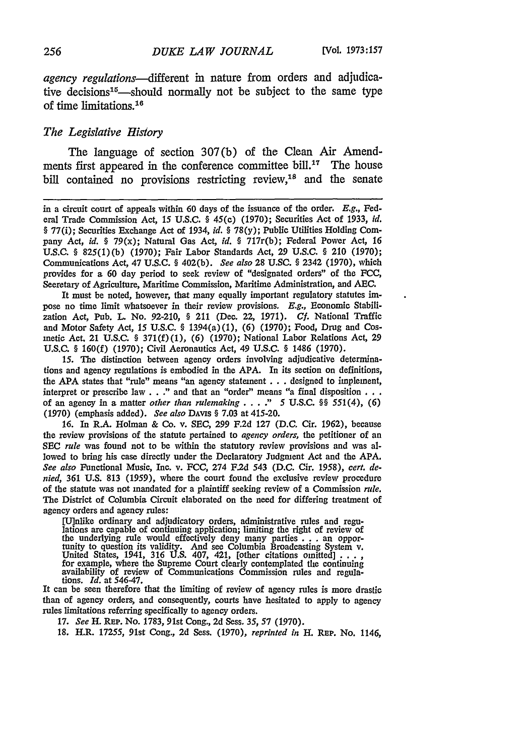*agency regulations*—different in nature from orders and adjudicative decisions[15]—should normally not be subject to the same type of time limitations.[16]

### *The Legislative History*

The language of section 307(b) of the Clean Air Amendments first appeared in the conference committee bill.[17] The house bill contained no provisions restricting review,[18] and the senate

---

in a circuit court of appeals within 60 days of the issuance of the order. *E.g.*, Federal Trade Commission Act, 15 U.S.C. § 45(c) (1970); Securities Act of 1933, *id.* § 77(i); Securities Exchange Act of 1934, *id.* § 78(y); Public Utilities Holding Company Act, *id.* § 79(x); Natural Gas Act, *id.* § 717r(b); Federal Power Act, 16 U.S.C. § 825(1)(b) (1970); Fair Labor Standards Act, 29 U.S.C. § 210 (1970); Communications Act, 47 U.S.C. § 402(b). *See also* 28 U.S.C. § 2342 (1970), which provides for a 60 day period to seek review of "designated orders" of the FCC, Secretary of Agriculture, Maritime Commission, Maritime Administration, and AEC.

It must be noted, however, that many equally important regulatory statutes impose no time limit whatsoever in their review provisions. *E.g.*, Economic Stabilization Act, Pub. L. No. 92-210, § 211 (Dec. 22, 1971). *Cf.* National Traffic and Motor Safety Act, 15 U.S.C. § 1394(a)(1), (6) (1970); Food, Drug and Cosmetic Act, 21 U.S.C. § 371(f)(1), (6) (1970); National Labor Relations Act, 29 U.S.C. § 160(f) (1970); Civil Aeronautics Act, 49 U.S.C. § 1486 (1970).

15. The distinction between agency orders involving adjudicative determinations and agency regulations is embodied in the APA. In its section on definitions, the APA states that "rule" means "an agency statement . . . designed to implement, interpret or prescribe law . . ." and that an "order" means "a final disposition . . . of an agency in a matter *other than rulemaking* . . . ." 5 U.S.C. §§ 551(4), (6) (1970) (emphasis added). *See also* DAVIS § 7.03 at 415-20.

16. In R.A. Holman & Co. v. SEC, 299 F.2d 127 (D.C. Cir. 1962), because the review provisions of the statute pertained to *agency orders*, the petitioner of an SEC *rule* was found not to be within the statutory review provisions and was allowed to bring his case directly under the Declaratory Judgment Act and the APA. *See also* Functional Music, Inc. v. FCC, 274 F.2d 543 (D.C. Cir. 1958), *cert. denied*, 361 U.S. 813 (1959), where the court found the exclusive review procedure of the statute was not mandated for a plaintiff seeking review of a Commission *rule*. The District of Columbia Circuit elaborated on the need for differing treatment of agency orders and agency rules:

> [U]nlike ordinary and adjudicatory orders, administrative rules and regulations are capable of continuing application; limiting the right of review of the underlying rule would effectively deny many parties . . . an opportunity to question its validity. And see Columbia Broadcasting System v. United States, 1941, 316 U.S. 407, 421, [other citations omitted] . . . , for example, where the Supreme Court clearly contemplated the continuing availability of review of Communications Commission rules and regulations. *Id.* at 546-47.

It can be seen therefore that the limiting of review of agency rules is more drastic than of agency orders, and consequently, courts have hesitated to apply to agency rules limitations referring specifically to agency orders.

17. *See* H. REP. No. 1783, 91st Cong., 2d Sess. 35, 57 (1970).

18. H.R. 17255, 91st Cong., 2d Sess. (1970), *reprinted in* H. REP. No. 1146,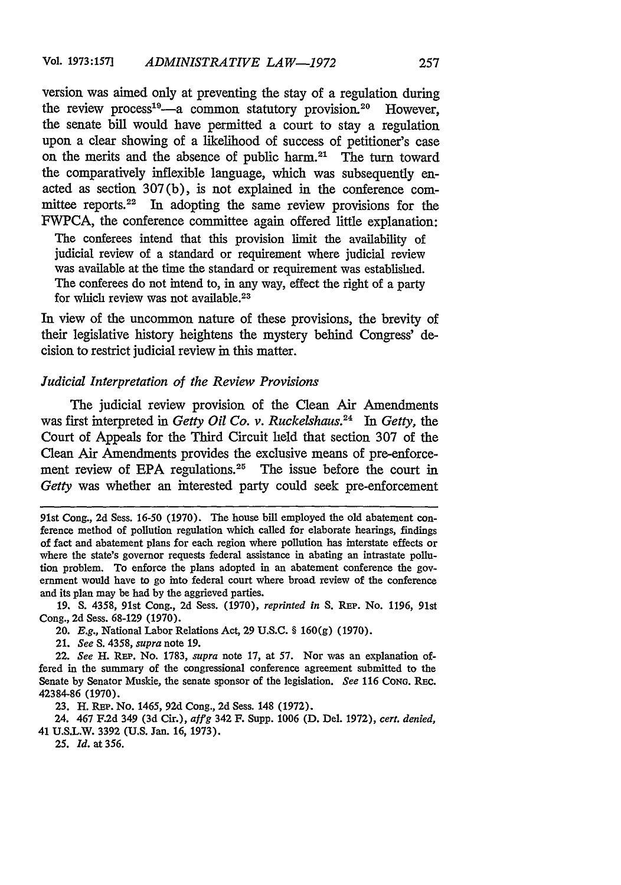version was aimed only at preventing the stay of a regulation during the review process[19]—a common statutory provision.[20] However, the senate bill would have permitted a court to stay a regulation upon a clear showing of a likelihood of success of petitioner's case on the merits and the absence of public harm.[21] The turn toward the comparatively inflexible language, which was subsequently enacted as section 307(b), is not explained in the conference committee reports.[22] In adopting the same review provisions for the FWPCA, the conference committee again offered little explanation:

> The conferees intend that this provision limit the availability of judicial review of a standard or requirement where judicial review was available at the time the standard or requirement was established. The conferees do not intend to, in any way, effect the right of a party for which review was not available.[23]

In view of the uncommon nature of these provisions, the brevity of their legislative history heightens the mystery behind Congress' decision to restrict judicial review in this matter.

### *Judicial Interpretation of the Review Provisions*

The judicial review provision of the Clean Air Amendments was first interpreted in *Getty Oil Co. v. Ruckelshaus.*[24] In *Getty,* the Court of Appeals for the Third Circuit held that section 307 of the Clean Air Amendments provides the exclusive means of pre-enforcement review of EPA regulations.[25] The issue before the court in *Getty* was whether an interested party could seek pre-enforcement

---

91st Cong., 2d Sess. 16-50 (1970). The house bill employed the old abatement conference method of pollution regulation which called for elaborate hearings, findings of fact and abatement plans for each region where pollution has interstate effects or where the state's governor requests federal assistance in abating an intrastate pollution problem. To enforce the plans adopted in an abatement conference the government would have to go into federal court where broad review of the conference and its plan may be had by the aggrieved parties.

19. S. 4358, 91st Cong., 2d Sess. (1970), *reprinted in* S. REP. No. 1196, 91st Cong., 2d Sess. 68-129 (1970).

20. *E.g.,* National Labor Relations Act, 29 U.S.C. § 160(g) (1970).

21. *See* S. 4358, *supra* note 19.

22. *See* H. REP. No. 1783, *supra* note 17, at 57. Nor was an explanation offered in the summary of the congressional conference agreement submitted to the Senate by Senator Muskie, the senate sponsor of the legislation. *See* 116 CONG. REC. 42384-86 (1970).

23. H. REP. No. 1465, 92d Cong., 2d Sess. 148 (1972).

24. 467 F.2d 349 (3d Cir.), *aff'g* 342 F. Supp. 1006 (D. Del. 1972), *cert. denied,* 41 U.S.L.W. 3392 (U.S. Jan. 16, 1973).

25. *Id.* at 356.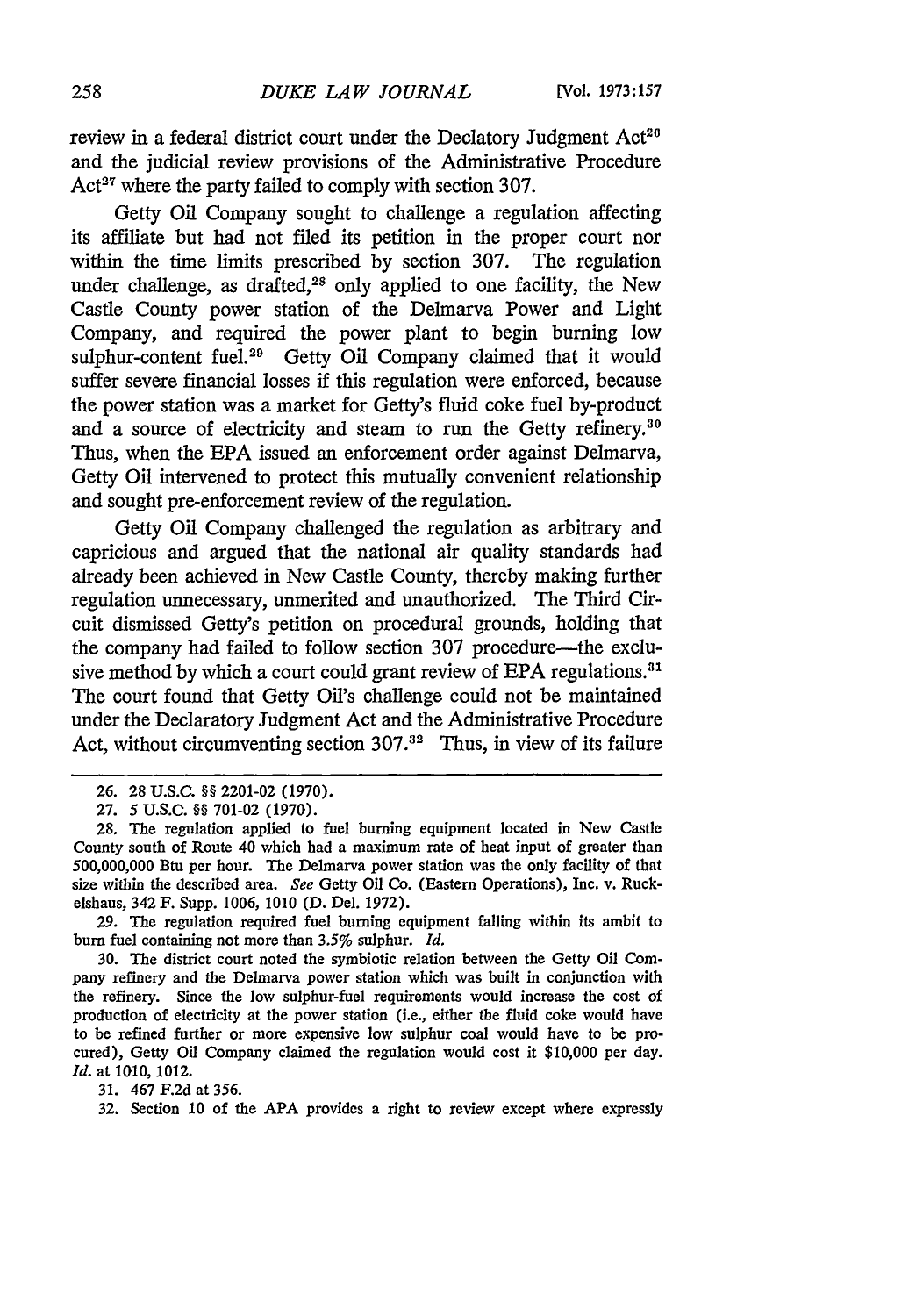review in a federal district court under the Declatory Judgment Act[26] and the judicial review provisions of the Administrative Procedure Act[27] where the party failed to comply with section 307.

Getty Oil Company sought to challenge a regulation affecting its affiliate but had not filed its petition in the proper court nor within the time limits prescribed by section 307. The regulation under challenge, as drafted,[28] only applied to one facility, the New Castle County power station of the Delmarva Power and Light Company, and required the power plant to begin burning low sulphur-content fuel.[29] Getty Oil Company claimed that it would suffer severe financial losses if this regulation were enforced, because the power station was a market for Getty's fluid coke fuel by-product and a source of electricity and steam to run the Getty refinery.[30] Thus, when the EPA issued an enforcement order against Delmarva, Getty Oil intervened to protect this mutually convenient relationship and sought pre-enforcement review of the regulation.

Getty Oil Company challenged the regulation as arbitrary and capricious and argued that the national air quality standards had already been achieved in New Castle County, thereby making further regulation unnecessary, unmerited and unauthorized. The Third Circuit dismissed Getty's petition on procedural grounds, holding that the company had failed to follow section 307 procedure—the exclusive method by which a court could grant review of EPA regulations.[31] The court found that Getty Oil's challenge could not be maintained under the Declaratory Judgment Act and the Administrative Procedure Act, without circumventing section 307.[32] Thus, in view of its failure

---

26. 28 U.S.C. §§ 2201-02 (1970).

27. 5 U.S.C. §§ 701-02 (1970).

28. The regulation applied to fuel burning equipment located in New Castle County south of Route 40 which had a maximum rate of heat input of greater than 500,000,000 Btu per hour. The Delmarva power station was the only facility of that size within the described area. *See* Getty Oil Co. (Eastern Operations), Inc. v. Ruckelshaus, 342 F. Supp. 1006, 1010 (D. Del. 1972).

29. The regulation required fuel burning equipment falling within its ambit to burn fuel containing not more than 3.5% sulphur. *Id.*

30. The district court noted the symbiotic relation between the Getty Oil Company refinery and the Delmarva power station which was built in conjunction with the refinery. Since the low sulphur-fuel requirements would increase the cost of production of electricity at the power station (i.e., either the fluid coke would have to be refined further or more expensive low sulphur coal would have to be procured), Getty Oil Company claimed the regulation would cost it $10,000 per day. *Id.* at 1010, 1012.

31. 467 F.2d at 356.

32. Section 10 of the APA provides a right to review except where expressly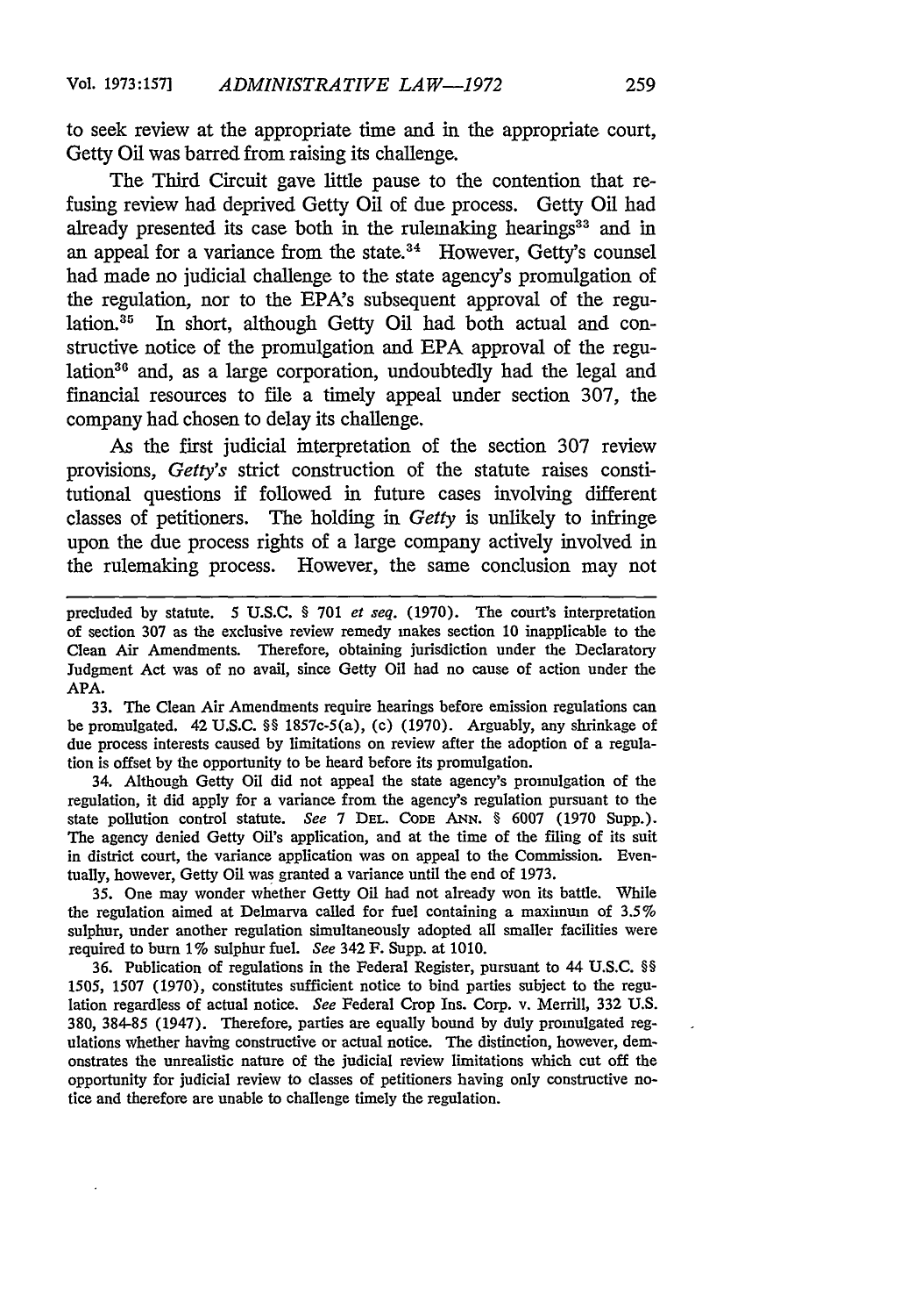to seek review at the appropriate time and in the appropriate court, Getty Oil was barred from raising its challenge.

The Third Circuit gave little pause to the contention that refusing review had deprived Getty Oil of due process. Getty Oil had already presented its case both in the rulemaking hearings[33] and in an appeal for a variance from the state.[34] However, Getty's counsel had made no judicial challenge to the state agency's promulgation of the regulation, nor to the EPA's subsequent approval of the regulation.[35] In short, although Getty Oil had both actual and constructive notice of the promulgation and EPA approval of the regulation[36] and, as a large corporation, undoubtedly had the legal and financial resources to file a timely appeal under section 307, the company had chosen to delay its challenge.

As the first judicial interpretation of the section 307 review provisions, *Getty's* strict construction of the statute raises constitutional questions if followed in future cases involving different classes of petitioners. The holding in *Getty* is unlikely to infringe upon the due process rights of a large company actively involved in the rulemaking process. However, the same conclusion may not

---

precluded by statute. 5 U.S.C. § 701 *et seq.* (1970). The court's interpretation of section 307 as the exclusive review remedy makes section 10 inapplicable to the Clean Air Amendments. Therefore, obtaining jurisdiction under the Declaratory Judgment Act was of no avail, since Getty Oil had no cause of action under the APA.

33. The Clean Air Amendments require hearings before emission regulations can be promulgated. 42 U.S.C. §§ 1857c-5(a), (c) (1970). Arguably, any shrinkage of due process interests caused by limitations on review after the adoption of a regulation is offset by the opportunity to be heard before its promulgation.

34. Although Getty Oil did not appeal the state agency's promulgation of the regulation, it did apply for a variance from the agency's regulation pursuant to the state pollution control statute. *See* 7 DEL. CODE ANN. § 6007 (1970 Supp.). The agency denied Getty Oil's application, and at the time of the filing of its suit in district court, the variance application was on appeal to the Commission. Eventually, however, Getty Oil was granted a variance until the end of 1973.

35. One may wonder whether Getty Oil had not already won its battle. While the regulation aimed at Delmarva called for fuel containing a maximum of 3.5% sulphur, under another regulation simultaneously adopted all smaller facilities were required to burn 1% sulphur fuel. *See* 342 F. Supp. at 1010.

36. Publication of regulations in the Federal Register, pursuant to 44 U.S.C. §§ 1505, 1507 (1970), constitutes sufficient notice to bind parties subject to the regulation regardless of actual notice. *See* Federal Crop Ins. Corp. v. Merrill, 332 U.S. 380, 384-85 (1947). Therefore, parties are equally bound by duly promulgated regulations whether having constructive or actual notice. The distinction, however, demonstrates the unrealistic nature of the judicial review limitations which cut off the opportunity for judicial review to classes of petitioners having only constructive notice and therefore are unable to challenge timely the regulation.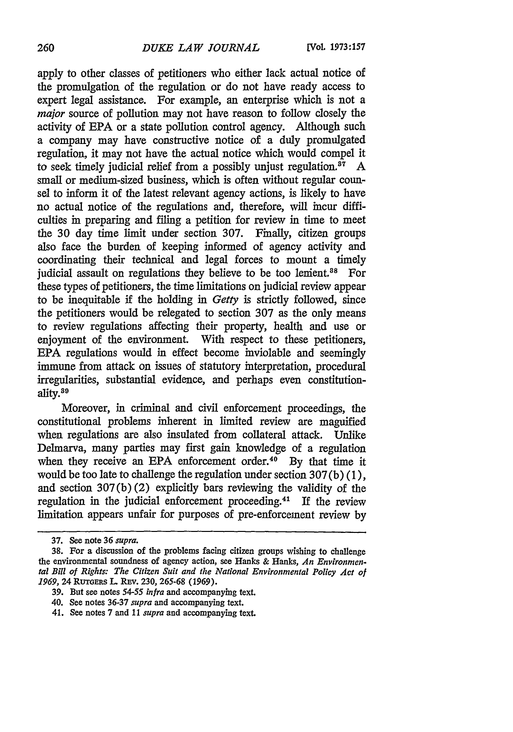apply to other classes of petitioners who either lack actual notice of the promulgation of the regulation or do not have ready access to expert legal assistance. For example, an enterprise which is not a *major* source of pollution may not have reason to follow closely the activity of EPA or a state pollution control agency. Although such a company may have constructive notice of a duly promulgated regulation, it may not have the actual notice which would compel it to seek timely judicial relief from a possibly unjust regulation.[37] A small or medium-sized business, which is often without regular counsel to inform it of the latest relevant agency actions, is likely to have no actual notice of the regulations and, therefore, will incur difficulties in preparing and filing a petition for review in time to meet the 30 day time limit under section 307. Finally, citizen groups also face the burden of keeping informed of agency activity and coordinating their technical and legal forces to mount a timely judicial assault on regulations they believe to be too lenient.[38] For these types of petitioners, the time limitations on judicial review appear to be inequitable if the holding in *Getty* is strictly followed, since the petitioners would be relegated to section 307 as the only means to review regulations affecting their property, health and use or enjoyment of the environment. With respect to these petitioners, EPA regulations would in effect become inviolable and seemingly immune from attack on issues of statutory interpretation, procedural irregularities, substantial evidence, and perhaps even constitutionality.[39]

Moreover, in criminal and civil enforcement proceedings, the constitutional problems inherent in limited review are magnified when regulations are also insulated from collateral attack. Unlike Delmarva, many parties may first gain knowledge of a regulation when they receive an EPA enforcement order.[40] By that time it would be too late to challenge the regulation under section 307(b)(1), and section 307(b)(2) explicitly bars reviewing the validity of the regulation in the judicial enforcement proceeding.[41] If the review limitation appears unfair for purposes of pre-enforcement review by

---

37. See note 36 *supra*.

38. For a discussion of the problems facing citizen groups wishing to challenge the environmental soundness of agency action, see Hanks & Hanks, *An Environmental Bill of Rights: The Citizen Suit and the National Environmental Policy Act of 1969*, 24 RUTGERS L. REV. 230, 265-68 (1969).

39. But see notes 54-55 *infra* and accompanying text.

40. See notes 36-37 *supra* and accompanying text.

41. See notes 7 and 11 *supra* and accompanying text.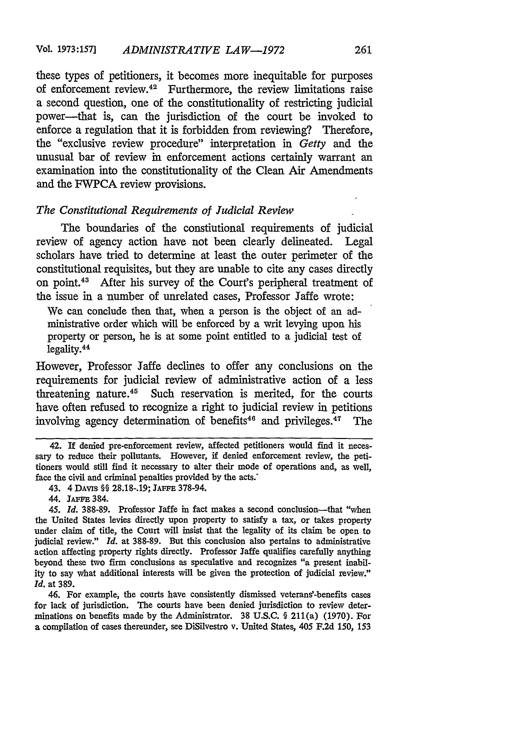these types of petitioners, it becomes more inequitable for purposes of enforcement review.[42] Furthermore, the review limitations raise a second question, one of the constitutionality of restricting judicial power—that is, can the jurisdiction of the court be invoked to enforce a regulation that it is forbidden from reviewing? Therefore, the "exclusive review procedure" interpretation in *Getty* and the unusual bar of review in enforcement actions certainly warrant an examination into the constitutionality of the Clean Air Amendments and the FWPCA review provisions.

### *The Constitutional Requirements of Judicial Review*

The boundaries of the constiutional requirements of judicial review of agency action have not been clearly delineated. Legal scholars have tried to determine at least the outer perimeter of the constitutional requisites, but they are unable to cite any cases directly on point.[43] After his survey of the Court's peripheral treatment of the issue in a number of unrelated cases, Professor Jaffe wrote:

> We can conclude then that, when a person is the object of an administrative order which will be enforced by a writ levying upon his property or person, he is at some point entitled to a judicial test of legality.[44]

However, Professor Jaffe declines to offer any conclusions on the requirements for judicial review of administrative action of a less threatening nature.[45] Such reservation is merited, for the courts have often refused to recognize a right to judicial review in petitions involving agency determination of benefits[46] and privileges.[47] The

---

42. If denied pre-enforcement review, affected petitioners would find it necessary to reduce their pollutants. However, if denied enforcement review, the petitioners would still find it necessary to alter their mode of operations and, as well, face the civil and criminal penalties provided by the acts.

43. 4 DAVIS §§ 28.18-.19; JAFFE 378-94.

44. JAFFE 384.

45. *Id.* 388-89. Professor Jaffe in fact makes a second conclusion—that "when the United States levies directly upon property to satisfy a tax, or takes property under claim of title, the Court will insist that the legality of its claim be open to judicial review." *Id.* at 388-89. But this conclusion also pertains to administrative action affecting property rights directly. Professor Jaffe qualifies carefully anything beyond these two firm conclusions as speculative and recognizes "a present inability to say what additional interests will be given the protection of judicial review." *Id.* at 389.

46. For example, the courts have consistently dismissed veterans'-benefits cases for lack of jurisdiction. The courts have been denied jurisdiction to review determinations on benefits made by the Administrator. 38 U.S.C. § 211(a) (1970). For a compilation of cases thereunder, see DiSilvestro v. United States, 405 F.2d 150, 153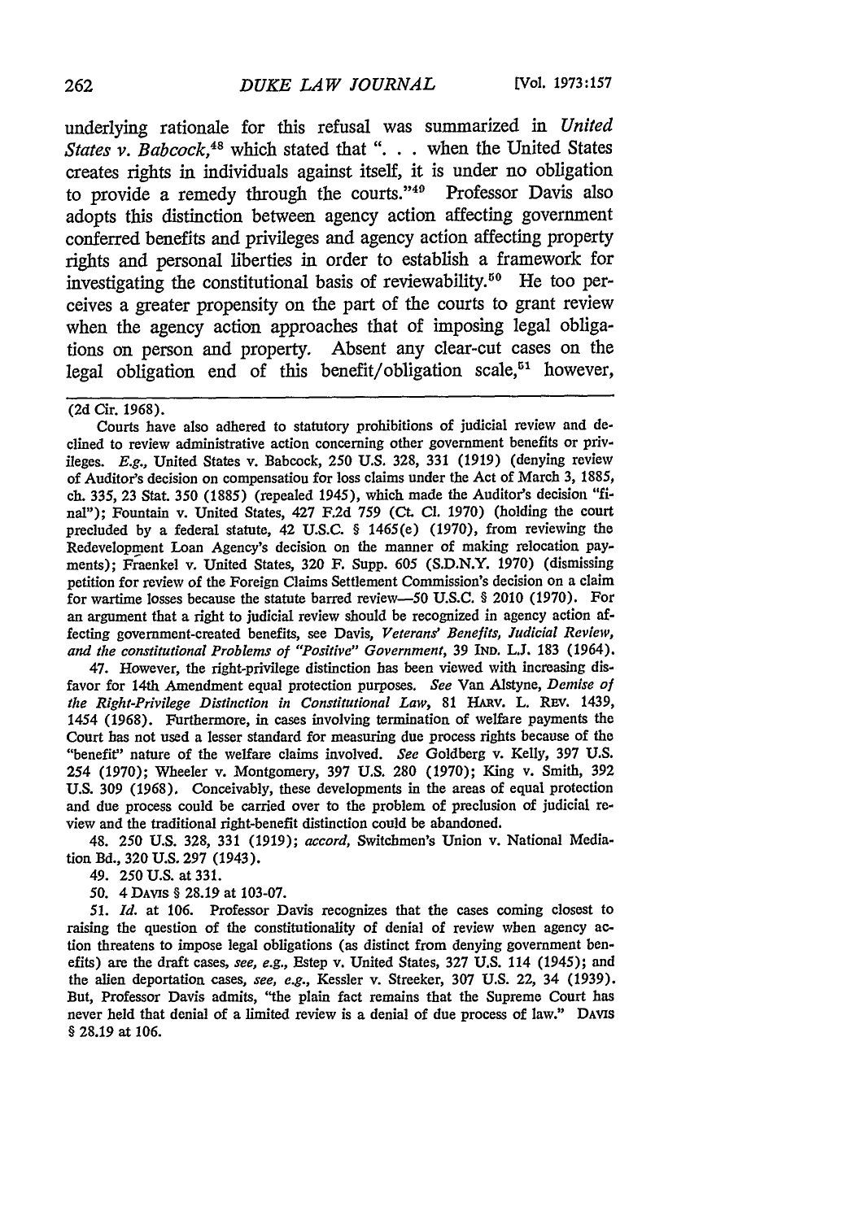underlying rationale for this refusal was summarized in *United States v. Babcock*,[48] which stated that ". . . when the United States creates rights in individuals against itself, it is under no obligation to provide a remedy through the courts."[49] Professor Davis also adopts this distinction between agency action affecting government conferred benefits and privileges and agency action affecting property rights and personal liberties in order to establish a framework for investigating the constitutional basis of reviewability.[50] He too perceives a greater propensity on the part of the courts to grant review when the agency action approaches that of imposing legal obligations on person and property. Absent any clear-cut cases on the legal obligation end of this benefit/obligation scale,[51] however,

---

(2d Cir. 1968).

Courts have also adhered to statutory prohibitions of judicial review and declined to review administrative action concerning other government benefits or privileges. *E.g.*, United States v. Babcock, 250 U.S. 328, 331 (1919) (denying review of Auditor's decision on compensation for loss claims under the Act of March 3, 1885, ch. 335, 23 Stat. 350 (1885) (repealed 1945), which made the Auditor's decision "final"); Fountain v. United States, 427 F.2d 759 (Ct. Cl. 1970) (holding the court precluded by a federal statute, 42 U.S.C. § 1465(e) (1970), from reviewing the Redevelopment Loan Agency's decision on the manner of making relocation payments); Fraenkel v. United States, 320 F. Supp. 605 (S.D.N.Y. 1970) (dismissing petition for review of the Foreign Claims Settlement Commission's decision on a claim for wartime losses because the statute barred review—50 U.S.C. § 2010 (1970). For an argument that a right to judicial review should be recognized in agency action affecting government-created benefits, see Davis, *Veterans' Benefits, Judicial Review, and the constitutional Problems of "Positive" Government*, 39 IND. L.J. 183 (1964).

47. However, the right-privilege distinction has been viewed with increasing disfavor for 14th Amendment equal protection purposes. *See* Van Alstyne, *Demise of the Right-Privilege Distinction in Constitutional Law*, 81 HARV. L. REV. 1439, 1454 (1968). Furthermore, in cases involving termination of welfare payments the Court has not used a lesser standard for measuring due process rights because of the "benefit" nature of the welfare claims involved. *See* Goldberg v. Kelly, 397 U.S. 254 (1970); Wheeler v. Montgomery, 397 U.S. 280 (1970); King v. Smith, 392 U.S. 309 (1968). Conceivably, these developments in the areas of equal protection and due process could be carried over to the problem of preclusion of judicial review and the traditional right-benefit distinction could be abandoned.

48. 250 U.S. 328, 331 (1919); *accord*, Switchmen's Union v. National Mediation Bd., 320 U.S. 297 (1943).

49. 250 U.S. at 331.

50. 4 DAVIS § 28.19 at 103-07.

51. *Id.* at 106. Professor Davis recognizes that the cases coming closest to raising the question of the constitutionality of denial of review when agency action threatens to impose legal obligations (as distinct from denying government benefits) are the draft cases, *see, e.g.*, Estep v. United States, 327 U.S. 114 (1945); and the alien deportation cases, *see, e.g.*, Kessler v. Streeker, 307 U.S. 22, 34 (1939). But, Professor Davis admits, "the plain fact remains that the Supreme Court has never held that denial of a limited review is a denial of due process of law." DAVIS § 28.19 at 106.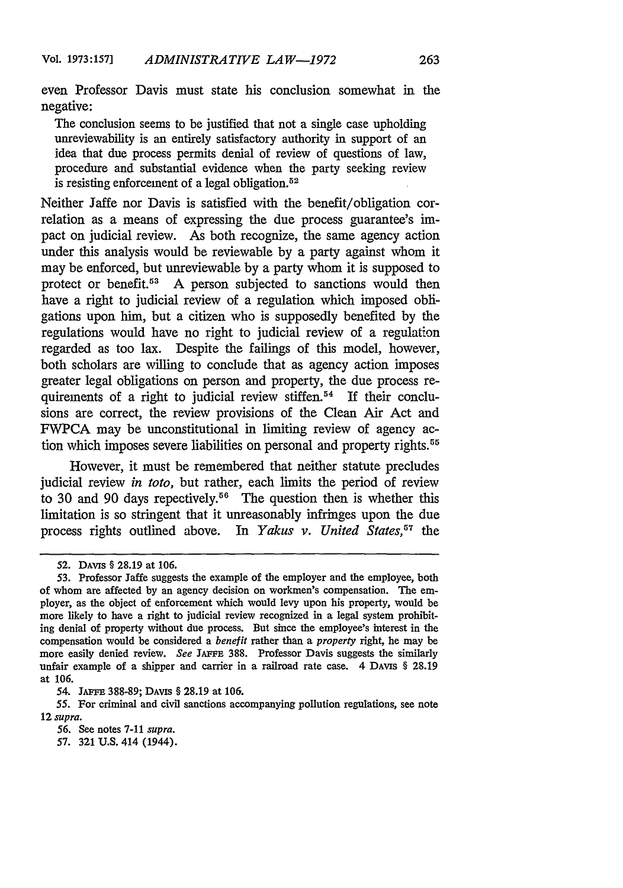even Professor Davis must state his conclusion somewhat in the negative:

> The conclusion seems to be justified that not a single case upholding unreviewability is an entirely satisfactory authority in support of an idea that due process permits denial of review of questions of law, procedure and substantial evidence when the party seeking review is resisting enforcement of a legal obligation.[52]

Neither Jaffe nor Davis is satisfied with the benefit/obligation correlation as a means of expressing the due process guarantee's impact on judicial review. As both recognize, the same agency action under this analysis would be reviewable by a party against whom it may be enforced, but unreviewable by a party whom it is supposed to protect or benefit.[53] A person subjected to sanctions would then have a right to judicial review of a regulation which imposed obligations upon him, but a citizen who is supposedly benefited by the regulations would have no right to judicial review of a regulation regarded as too lax. Despite the failings of this model, however, both scholars are willing to conclude that as agency action imposes greater legal obligations on person and property, the due process requirements of a right to judicial review stiffen.[54] If their conclusions are correct, the review provisions of the Clean Air Act and FWPCA may be unconstitutional in limiting review of agency action which imposes severe liabilities on personal and property rights.[55]

However, it must be remembered that neither statute precludes judicial review *in toto*, but rather, each limits the period of review to 30 and 90 days repectively.[56] The question then is whether this limitation is so stringent that it unreasonably infringes upon the due process rights outlined above. In *Yakus v. United States*,[57] the

---

52. DAVIS § 28.19 at 106.

53. Professor Jaffe suggests the example of the employer and the employee, both of whom are affected by an agency decision on workmen's compensation. The employer, as the object of enforcement which would levy upon his property, would be more likely to have a right to judicial review recognized in a legal system prohibiting denial of property without due process. But since the employee's interest in the compensation would be considered a *benefit* rather than a *property* right, he may be more easily denied review. *See* JAFFE 388. Professor Davis suggests the similarly unfair example of a shipper and carrier in a railroad rate case. 4 DAVIS § 28.19 at 106.

54. JAFFE 388-89; DAVIS § 28.19 at 106.

55. For criminal and civil sanctions accompanying pollution regulations, see note 12 *supra*.

56. See notes 7-11 *supra*.

57. 321 U.S. 414 (1944).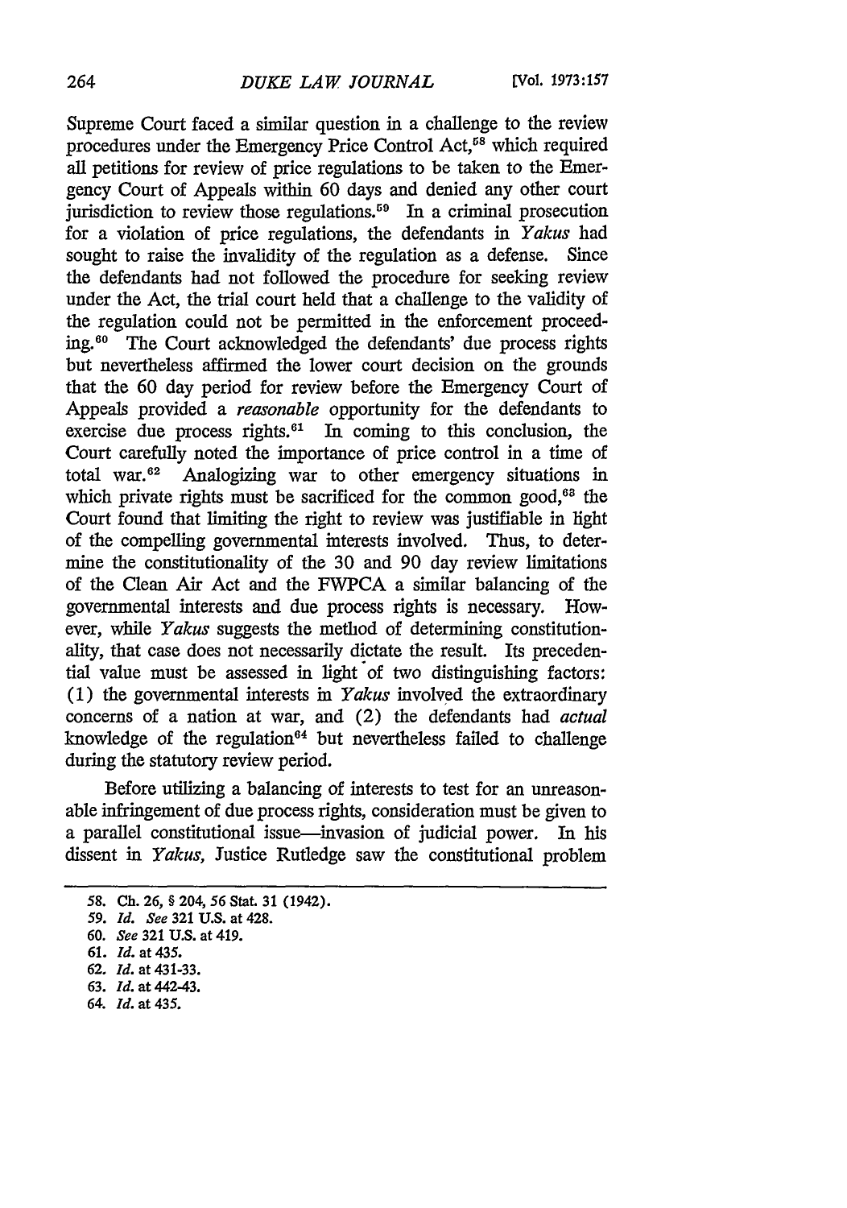Supreme Court faced a similar question in a challenge to the review procedures under the Emergency Price Control Act,[58] which required all petitions for review of price regulations to be taken to the Emergency Court of Appeals within 60 days and denied any other court jurisdiction to review those regulations.[59] In a criminal prosecution for a violation of price regulations, the defendants in *Yakus* had sought to raise the invalidity of the regulation as a defense. Since the defendants had not followed the procedure for seeking review under the Act, the trial court held that a challenge to the validity of the regulation could not be permitted in the enforcement proceeding.[60] The Court acknowledged the defendants' due process rights but nevertheless affirmed the lower court decision on the grounds that the 60 day period for review before the Emergency Court of Appeals provided a *reasonable* opportunity for the defendants to exercise due process rights.[61] In coming to this conclusion, the Court carefully noted the importance of price control in a time of total war.[62] Analogizing war to other emergency situations in which private rights must be sacrificed for the common good,[63] the Court found that limiting the right to review was justifiable in light of the compelling governmental interests involved. Thus, to determine the constitutionality of the 30 and 90 day review limitations of the Clean Air Act and the FWPCA a similar balancing of the governmental interests and due process rights is necessary. However, while *Yakus* suggests the method of determining constitutionality, that case does not necessarily dictate the result. Its precedential value must be assessed in light of two distinguishing factors: (1) the governmental interests in *Yakus* involved the extraordinary concerns of a nation at war, and (2) the defendants had *actual* knowledge of the regulation[64] but nevertheless failed to challenge during the statutory review period.

Before utilizing a balancing of interests to test for an unreasonable infringement of due process rights, consideration must be given to a parallel constitutional issue—invasion of judicial power. In his dissent in *Yakus*, Justice Rutledge saw the constitutional problem

---

58. Ch. 26, § 204, 56 Stat. 31 (1942).
59. *Id. See* 321 U.S. at 428.
60. *See* 321 U.S. at 419.
61. *Id.* at 435.
62. *Id.* at 431-33.
63. *Id.* at 442-43.
64. *Id.* at 435.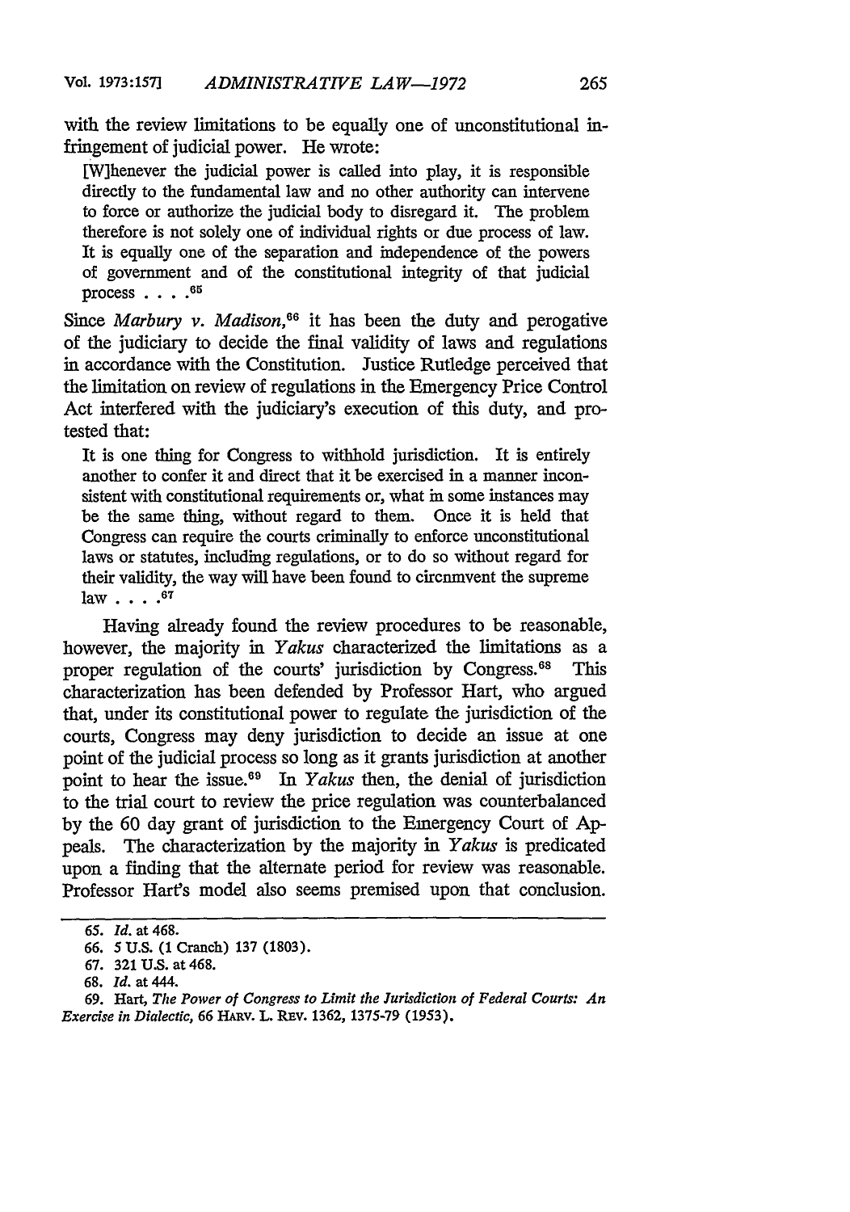with the review limitations to be equally one of unconstitutional infringement of judicial power. He wrote:

> [W]henever the judicial power is called into play, it is responsible directly to the fundamental law and no other authority can intervene to force or authorize the judicial body to disregard it. The problem therefore is not solely one of individual rights or due process of law. It is equally one of the separation and independence of the powers of government and of the constitutional integrity of that judicial process . . . .[65]

Since *Marbury v. Madison*,[66] it has been the duty and perogative of the judiciary to decide the final validity of laws and regulations in accordance with the Constitution. Justice Rutledge perceived that the limitation on review of regulations in the Emergency Price Control Act interfered with the judiciary's execution of this duty, and protested that:

> It is one thing for Congress to withhold jurisdiction. It is entirely another to confer it and direct that it be exercised in a manner inconsistent with constitutional requirements or, what in some instances may be the same thing, without regard to them. Once it is held that Congress can require the courts criminally to enforce unconstitutional laws or statutes, including regulations, or to do so without regard for their validity, the way will have been found to circnmvent the supreme law . . . .[67]

Having already found the review procedures to be reasonable, however, the majority in *Yakus* characterized the limitations as a proper regulation of the courts' jurisdiction by Congress.[68] This characterization has been defended by Professor Hart, who argued that, under its constitutional power to regulate the jurisdiction of the courts, Congress may deny jurisdiction to decide an issue at one point of the judicial process so long as it grants jurisdiction at another point to hear the issue.[69] In *Yakus* then, the denial of jurisdiction to the trial court to review the price regulation was counterbalanced by the 60 day grant of jurisdiction to the Emergency Court of Appeals. The characterization by the majority in *Yakus* is predicated upon a finding that the alternate period for review was reasonable. Professor Hart's model also seems premised upon that conclusion.

---

65. *Id.* at 468.

66. 5 U.S. (1 Cranch) 137 (1803).

67. 321 U.S. at 468.

68. *Id.* at 444.

69. Hart, *The Power of Congress to Limit the Jurisdiction of Federal Courts: An Exercise in Dialectic*, 66 HARV. L. REV. 1362, 1375-79 (1953).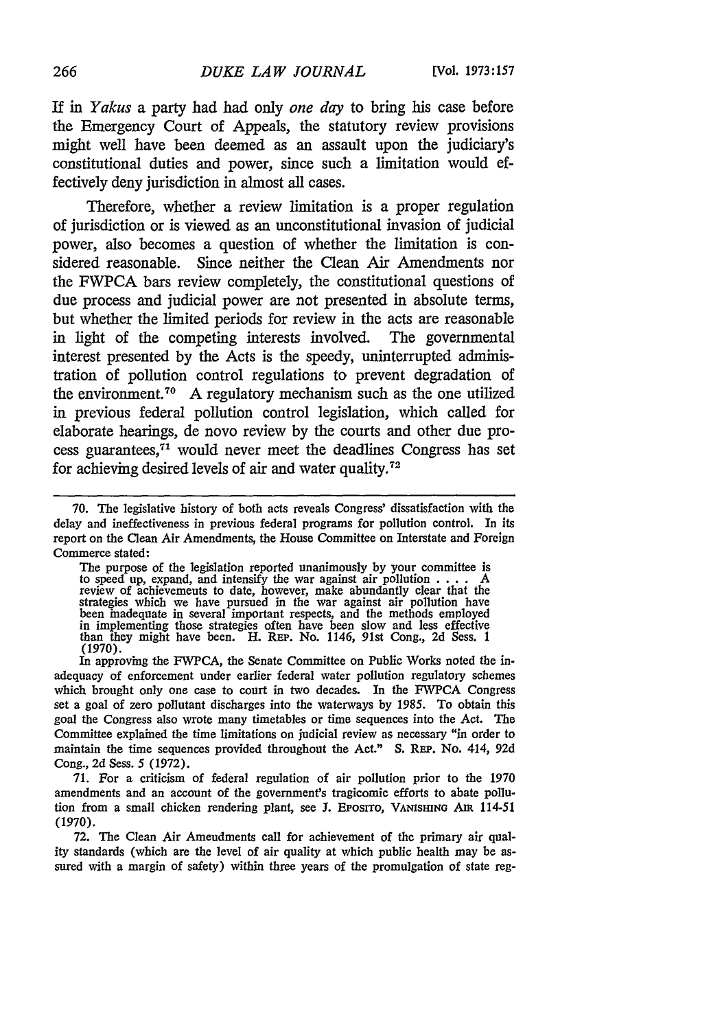If in *Yakus* a party had had only *one day* to bring his case before the Emergency Court of Appeals, the statutory review provisions might well have been deemed as an assault upon the judiciary's constitutional duties and power, since such a limitation would effectively deny jurisdiction in almost all cases.

Therefore, whether a review limitation is a proper regulation of jurisdiction or is viewed as an unconstitutional invasion of judicial power, also becomes a question of whether the limitation is considered reasonable. Since neither the Clean Air Amendments nor the FWPCA bars review completely, the constitutional questions of due process and judicial power are not presented in absolute terms, but whether the limited periods for review in the acts are reasonable in light of the competing interests involved. The governmental interest presented by the Acts is the speedy, uninterrupted administration of pollution control regulations to prevent degradation of the environment.[70] A regulatory mechanism such as the one utilized in previous federal pollution control legislation, which called for elaborate hearings, de novo review by the courts and other due process guarantees,[71] would never meet the deadlines Congress has set for achieving desired levels of air and water quality.[72]

---

70. The legislative history of both acts reveals Congress' dissatisfaction with the delay and ineffectiveness in previous federal programs for pollution control. In its report on the Clean Air Amendments, the House Committee on Interstate and Foreign Commerce stated:

> The purpose of the legislation reported unanimously by your committee is to speed up, expand, and intensify the war against air pollution . . . . A review of achievements to date, however, make abundantly clear that the strategies which we have pursued in the war against air pollution have been inadequate in several important respects, and the methods employed in implementing those strategies often have been slow and less effective than they might have been. H. Rep. No. 1146, 91st Cong., 2d Sess. 1 (1970).

In approving the FWPCA, the Senate Committee on Public Works noted the inadequacy of enforcement under earlier federal water pollution regulatory schemes which brought only one case to court in two decades. In the FWPCA Congress set a goal of zero pollutant discharges into the waterways by 1985. To obtain this goal the Congress also wrote many timetables or time sequences into the Act. The Committee explained the time limitations on judicial review as necessary "in order to maintain the time sequences provided throughout the Act." S. Rep. No. 414, 92d Cong., 2d Sess. 5 (1972).

71. For a criticism of federal regulation of air pollution prior to the 1970 amendments and an account of the government's tragicomic efforts to abate pollution from a small chicken rendering plant, see J. Esposito, Vanishing Air 114-51 (1970).

72. The Clean Air Amendments call for achievement of the primary air quality standards (which are the level of air quality at which public health may be assured with a margin of safety) within three years of the promulgation of state reg-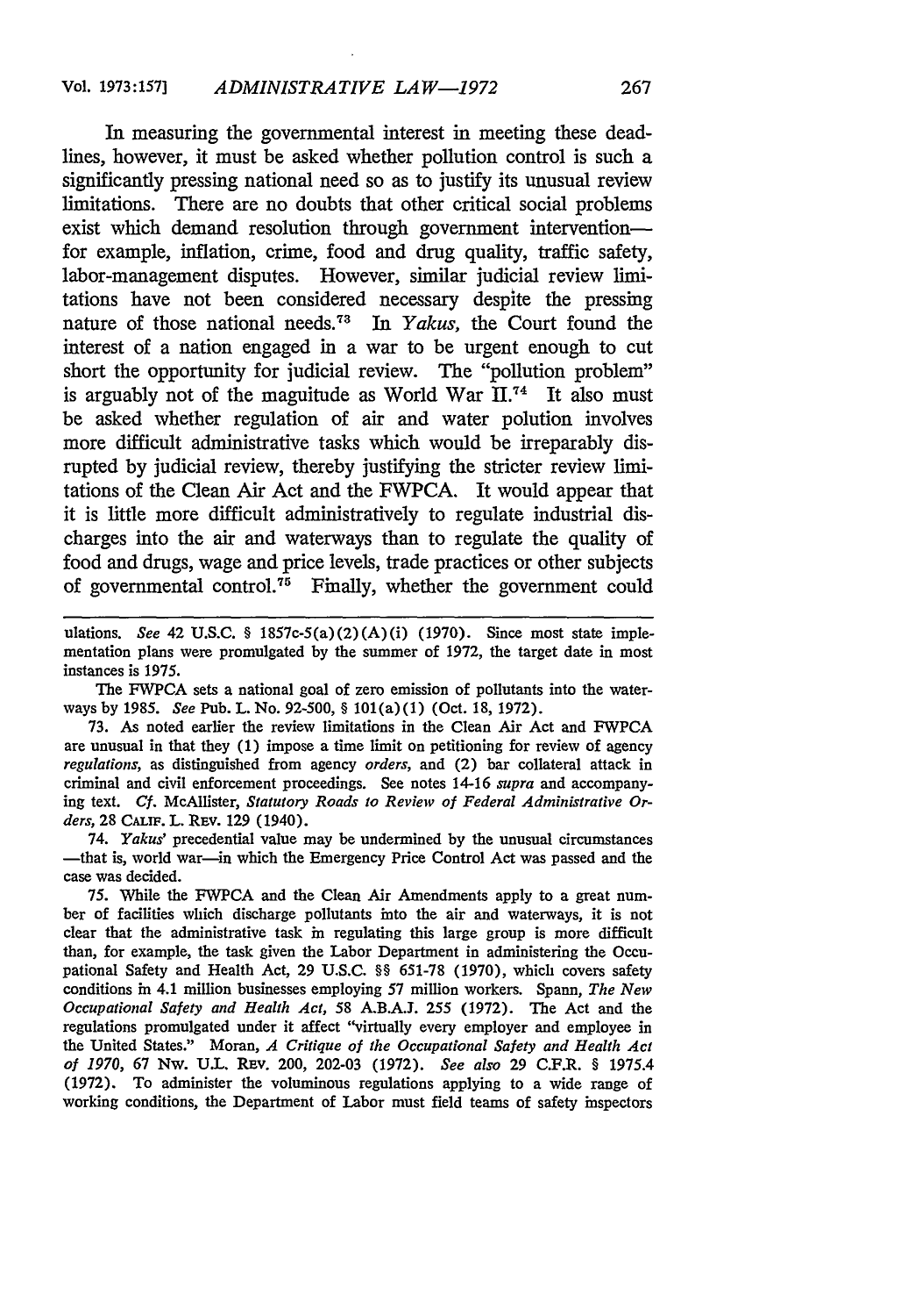In measuring the governmental interest in meeting these deadlines, however, it must be asked whether pollution control is such a significantly pressing national need so as to justify its unusual review limitations. There are no doubts that other critical social problems exist which demand resolution through government intervention—for example, inflation, crime, food and drug quality, traffic safety, labor-management disputes. However, similar judicial review limitations have not been considered necessary despite the pressing nature of those national needs.[73] In *Yakus*, the Court found the interest of a nation engaged in a war to be urgent enough to cut short the opportunity for judicial review. The "pollution problem" is arguably not of the maguitude as World War II.[74] It also must be asked whether regulation of air and water polution involves more difficult administrative tasks which would be irreparably disrupted by judicial review, thereby justifying the stricter review limitations of the Clean Air Act and the FWPCA. It would appear that it is little more difficult administratively to regulate industrial discharges into the air and waterways than to regulate the quality of food and drugs, wage and price levels, trade practices or other subjects of governmental control.[75] Finally, whether the government could

---

ulations. *See* 42 U.S.C. § 1857c-5(a)(2)(A)(i) (1970). Since most state implementation plans were promulgated by the summer of 1972, the target date in most instances is 1975.

The FWPCA sets a national goal of zero emission of pollutants into the waterways by 1985. *See* Pub. L. No. 92-500, § 101(a)(1) (Oct. 18, 1972).

73. As noted earlier the review limitations in the Clean Air Act and FWPCA are unusual in that they (1) impose a time limit on petitioning for review of agency *regulations*, as distinguished from agency *orders*, and (2) bar collateral attack in criminal and civil enforcement proceedings. See notes 14-16 *supra* and accompanying text. *Cf.* McAllister, *Statutory Roads to Review of Federal Administrative Orders*, 28 CALIF. L. REV. 129 (1940).

74. *Yakus'* precedential value may be undermined by the unusual circumstances —that is, world war—in which the Emergency Price Control Act was passed and the case was decided.

75. While the FWPCA and the Clean Air Amendments apply to a great number of facilities which discharge pollutants into the air and waterways, it is not clear that the administrative task in regulating this large group is more difficult than, for example, the task given the Labor Department in administering the Occupational Safety and Health Act, 29 U.S.C. §§ 651-78 (1970), which covers safety conditions in 4.1 million businesses employing 57 million workers. Spann, *The New Occupational Safety and Health Act*, 58 A.B.A.J. 255 (1972). The Act and the regulations promulgated under it affect "virtually every employer and employee in the United States." Moran, *A Critique of the Occupational Safety and Health Act of 1970*, 67 NW. U.L. REV. 200, 202-03 (1972). *See also* 29 C.F.R. § 1975.4 (1972). To administer the voluminous regulations applying to a wide range of working conditions, the Department of Labor must field teams of safety inspectors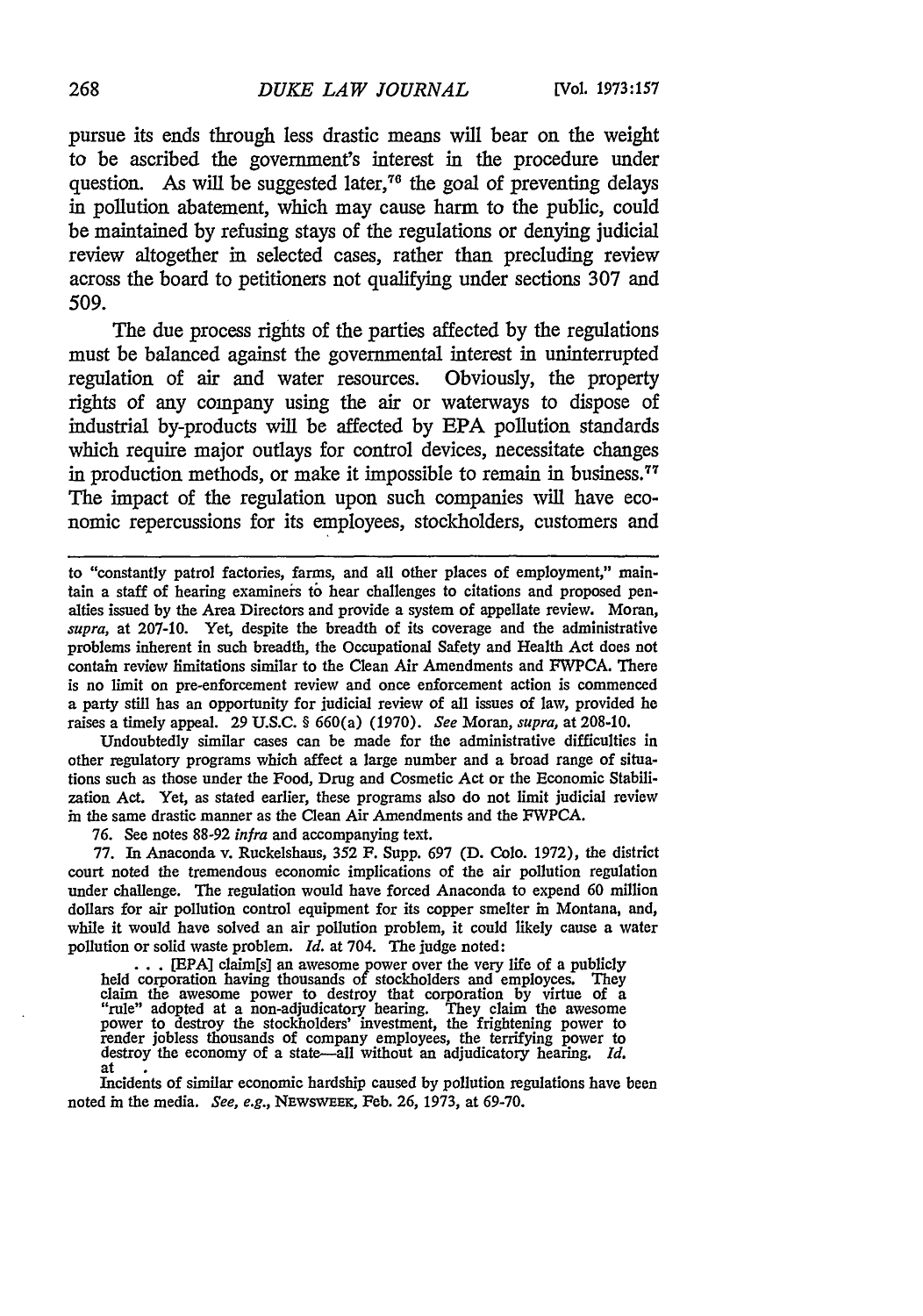pursue its ends through less drastic means will bear on the weight to be ascribed the government's interest in the procedure under question. As will be suggested later,[76] the goal of preventing delays in pollution abatement, which may cause harm to the public, could be maintained by refusing stays of the regulations or denying judicial review altogether in selected cases, rather than precluding review across the board to petitioners not qualifying under sections 307 and 509.

The due process rights of the parties affected by the regulations must be balanced against the governmental interest in uninterrupted regulation of air and water resources. Obviously, the property rights of any company using the air or waterways to dispose of industrial by-products will be affected by EPA pollution standards which require major outlays for control devices, necessitate changes in production methods, or make it impossible to remain in business.[77] The impact of the regulation upon such companies will have economic repercussions for its employees, stockholders, customers and

---

to "constantly patrol factories, farms, and all other places of employment," maintain a staff of hearing examiners to hear challenges to citations and proposed penalties issued by the Area Directors and provide a system of appellate review. Moran, *supra*, at 207-10. Yet, despite the breadth of its coverage and the administrative problems inherent in such breadth, the Occupational Safety and Health Act does not contain review limitations similar to the Clean Air Amendments and FWPCA. There is no limit on pre-enforcement review and once enforcement action is commenced a party still has an opportunity for judicial review of all issues of law, provided he raises a timely appeal. 29 U.S.C. § 660(a) (1970). *See* Moran, *supra*, at 208-10.

Undoubtedly similar cases can be made for the administrative difficulties in other regulatory programs which affect a large number and a broad range of situations such as those under the Food, Drug and Cosmetic Act or the Economic Stabilization Act. Yet, as stated earlier, these programs also do not limit judicial review in the same drastic manner as the Clean Air Amendments and the FWPCA.

76. See notes 88-92 *infra* and accompanying text.

77. In Anaconda v. Ruckelshaus, 352 F. Supp. 697 (D. Colo. 1972), the district court noted the tremendous economic implications of the air pollution regulation under challenge. The regulation would have forced Anaconda to expend 60 million dollars for air pollution control equipment for its copper smelter in Montana, and, while it would have solved an air pollution problem, it could likely cause a water pollution or solid waste problem. *Id.* at 704. The judge noted:

> . . . [EPA] claim[s] an awesome power over the very life of a publicly held corporation having thousands of stockholders and employees. They claim the awesome power to destroy that corporation by virtue of a "rule" adopted at a non-adjudicatory hearing. They claim the awesome power to destroy the stockholders' investment, the frightening power to render jobless thousands of company employees, the terrifying power to destroy the economy of a state—all without an adjudicatory hearing. *Id.* at .

Incidents of similar economic hardship caused by pollution regulations have been noted in the media. *See, e.g.*, NEWSWEEK, Feb. 26, 1973, at 69-70.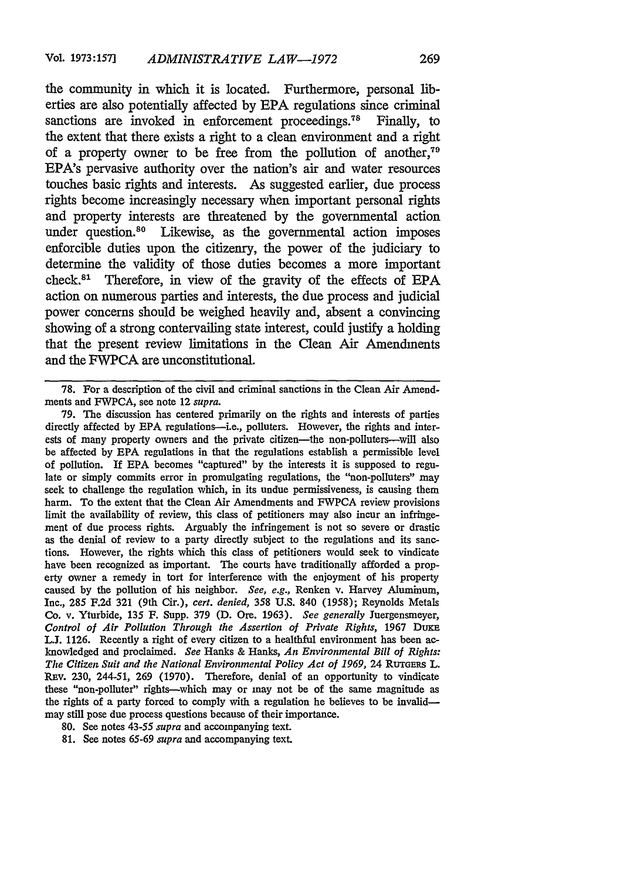the community in which it is located. Furthermore, personal liberties are also potentially affected by EPA regulations since criminal sanctions are invoked in enforcement proceedings.[78] Finally, to the extent that there exists a right to a clean environment and a right of a property owner to be free from the pollution of another,[79] EPA's pervasive authority over the nation's air and water resources touches basic rights and interests. As suggested earlier, due process rights become increasingly necessary when important personal rights and property interests are threatened by the governmental action under question.[80] Likewise, as the governmental action imposes enforcible duties upon the citizenry, the power of the judiciary to determine the validity of those duties becomes a more important check.[81] Therefore, in view of the gravity of the effects of EPA action on numerous parties and interests, the due process and judicial power concerns should be weighed heavily and, absent a convincing showing of a strong contervailing state interest, could justify a holding that the present review limitations in the Clean Air Amendments and the FWPCA are unconstitutional.

---

78. For a description of the civil and criminal sanctions in the Clean Air Amendments and FWPCA, see note 12 *supra*.

79. The discussion has centered primarily on the rights and interests of parties directly affected by EPA regulations—i.e., polluters. However, the rights and interests of many property owners and the private citizen—the non-polluters—will also be affected by EPA regulations in that the regulations establish a permissible level of pollution. If EPA becomes "captured" by the interests it is supposed to regulate or simply commits error in promulgating regulations, the "non-polluters" may seek to challenge the regulation which, in its undue permissiveness, is causing them harm. To the extent that the Clean Air Amendments and FWPCA review provisions limit the availability of review, this class of petitioners may also incur an infringement of due process rights. Arguably the infringement is not so severe or drastic as the denial of review to a party directly subject to the regulations and its sanctions. However, the rights which this class of petitioners would seek to vindicate have been recognized as important. The courts have traditionally afforded a property owner a remedy in tort for interference with the enjoyment of his property caused by the pollution of his neighbor. *See, e.g.*, Renken v. Harvey Aluminum, Inc., 285 F.2d 321 (9th Cir.), *cert. denied*, 358 U.S. 840 (1958); Reynolds Metals Co. v. Yturbide, 135 F. Supp. 379 (D. Ore. 1963). *See generally* Juergensmeyer, *Control of Air Pollution Through the Assertion of Private Rights*, 1967 DUKE L.J. 1126. Recently a right of every citizen to a healthful environment has been acknowledged and proclaimed. *See* Hanks & Hanks, *An Environmental Bill of Rights: The Citizen Suit and the National Environmental Policy Act of 1969*, 24 RUTGERS L. REV. 230, 244-51, 269 (1970). Therefore, denial of an opportunity to vindicate these "non-polluter" rights—which may or may not be of the same magnitude as the rights of a party forced to comply with a regulation he believes to be invalid—may still pose due process questions because of their importance.

80. See notes 43-55 *supra* and accompanying text.

81. See notes 65-69 *supra* and accompanying text.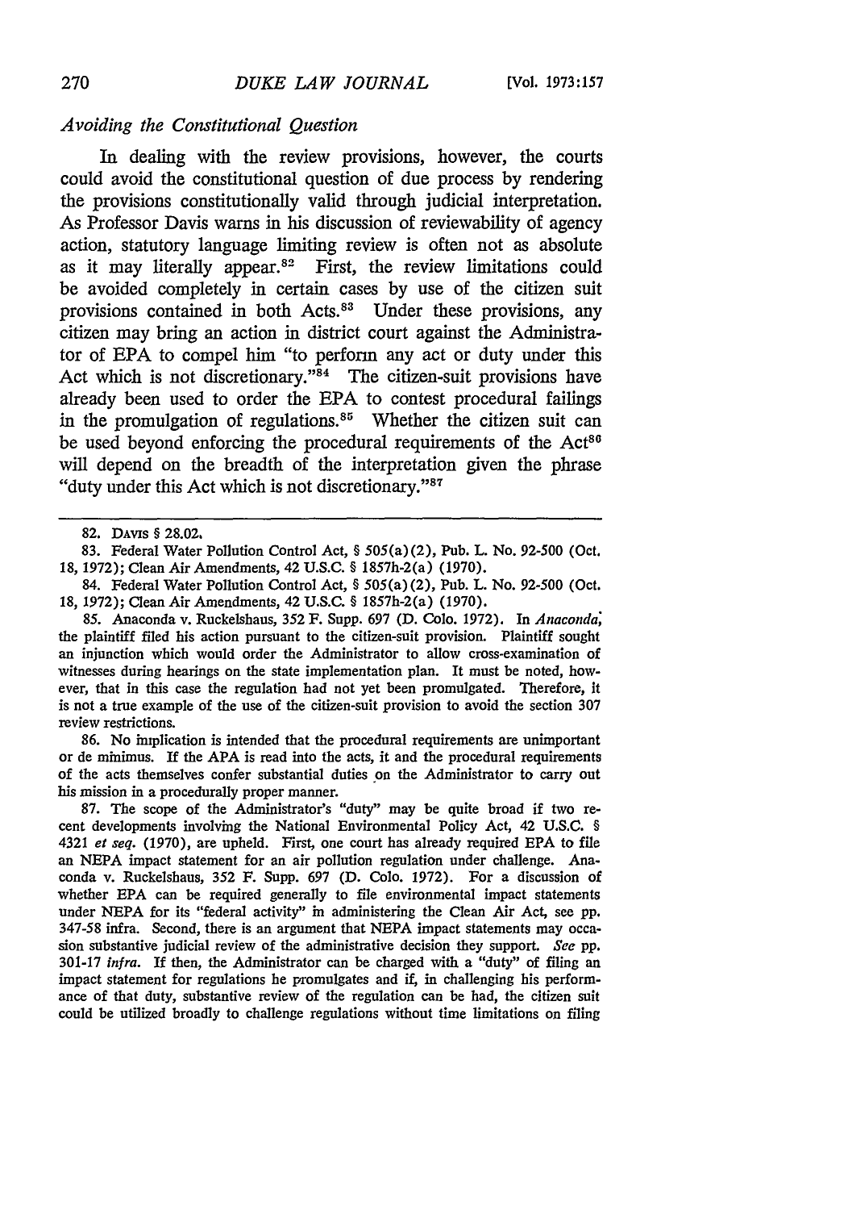### *Avoiding the Constitutional Question*

In dealing with the review provisions, however, the courts could avoid the constitutional question of due process by rendering the provisions constitutionally valid through judicial interpretation. As Professor Davis warns in his discussion of reviewability of agency action, statutory language limiting review is often not as absolute as it may literally appear.[82] First, the review limitations could be avoided completely in certain cases by use of the citizen suit provisions contained in both Acts.[83] Under these provisions, any citizen may bring an action in district court against the Administrator of EPA to compel him "to perform any act or duty under this Act which is not discretionary."[84] The citizen-suit provisions have already been used to order the EPA to contest procedural failings in the promulgation of regulations.[85] Whether the citizen suit can be used beyond enforcing the procedural requirements of the Act[86] will depend on the breadth of the interpretation given the phrase "duty under this Act which is not discretionary."[87]

---

82. DAVIS § 28.02.

83. Federal Water Pollution Control Act, § 505(a)(2), Pub. L. No. 92-500 (Oct. 18, 1972); Clean Air Amendments, 42 U.S.C. § 1857h-2(a) (1970).

84. Federal Water Pollution Control Act, § 505(a)(2), Pub. L. No. 92-500 (Oct. 18, 1972); Clean Air Amendments, 42 U.S.C. § 1857h-2(a) (1970).

85. Anaconda v. Ruckelshaus, 352 F. Supp. 697 (D. Colo. 1972). In *Anaconda*, the plaintiff filed his action pursuant to the citizen-suit provision. Plaintiff sought an injunction which would order the Administrator to allow cross-examination of witnesses during hearings on the state implementation plan. It must be noted, however, that in this case the regulation had not yet been promulgated. Therefore, it is not a true example of the use of the citizen-suit provision to avoid the section 307 review restrictions.

86. No implication is intended that the procedural requirements are unimportant or de minimus. If the APA is read into the acts, it and the procedural requirements of the acts themselves confer substantial duties on the Administrator to carry out his mission in a procedurally proper manner.

87. The scope of the Administrator's "duty" may be quite broad if two recent developments involving the National Environmental Policy Act, 42 U.S.C. § 4321 *et seq.* (1970), are upheld. First, one court has already required EPA to file an NEPA impact statement for an air pollution regulation under challenge. Anaconda v. Ruckelshaus, 352 F. Supp. 697 (D. Colo. 1972). For a discussion of whether EPA can be required generally to file environmental impact statements under NEPA for its "federal activity" in administering the Clean Air Act, see pp. 347-58 infra. Second, there is an argument that NEPA impact statements may occasion substantive judicial review of the administrative decision they support. *See* pp. 301-17 *infra*. If then, the Administrator can be charged with a "duty" of filing an impact statement for regulations he promulgates and if, in challenging his performance of that duty, substantive review of the regulation can be had, the citizen suit could be utilized broadly to challenge regulations without time limitations on filing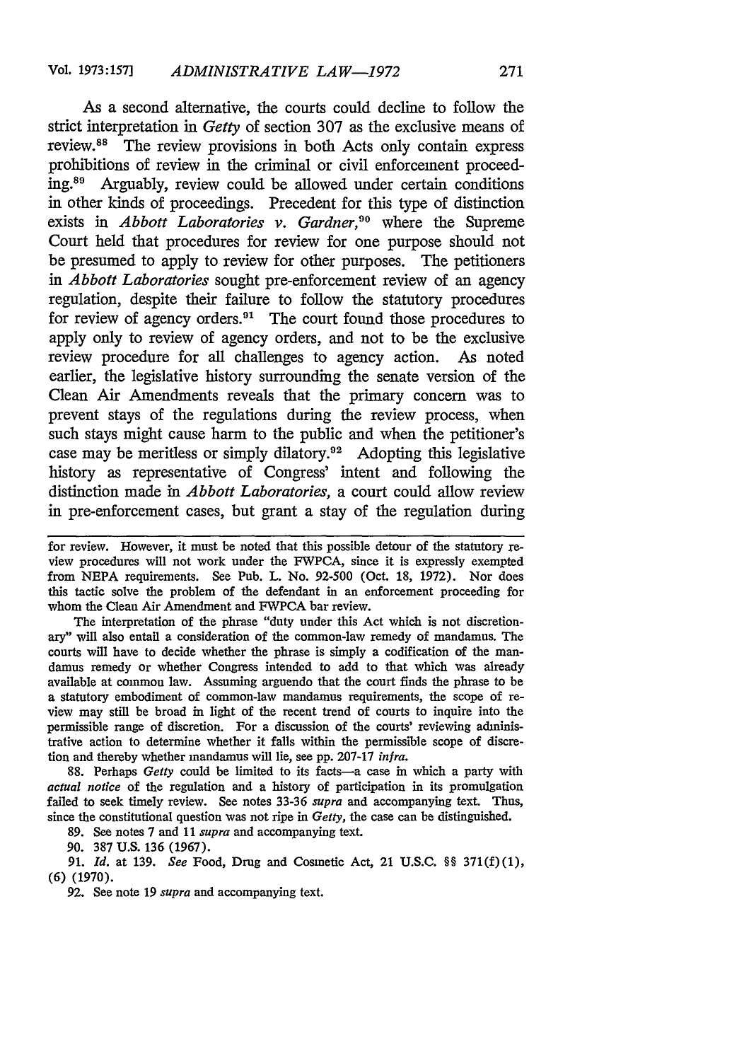As a second alternative, the courts could decline to follow the strict interpretation in *Getty* of section 307 as the exclusive means of review.[88] The review provisions in both Acts only contain express prohibitions of review in the criminal or civil enforcement proceeding.[89] Arguably, review could be allowed under certain conditions in other kinds of proceedings. Precedent for this type of distinction exists in *Abbott Laboratories v. Gardner*,[90] where the Supreme Court held that procedures for review for one purpose should not be presumed to apply to review for other purposes. The petitioners in *Abbott Laboratories* sought pre-enforcement review of an agency regulation, despite their failure to follow the statutory procedures for review of agency orders.[91] The court found those procedures to apply only to review of agency orders, and not to be the exclusive review procedure for all challenges to agency action. As noted earlier, the legislative history surrounding the senate version of the Clean Air Amendments reveals that the primary concern was to prevent stays of the regulations during the review process, when such stays might cause harm to the public and when the petitioner's case may be meritless or simply dilatory.[92] Adopting this legislative history as representative of Congress' intent and following the distinction made in *Abbott Laboratories*, a court could allow review in pre-enforcement cases, but grant a stay of the regulation during

---

for review. However, it must be noted that this possible detour of the statutory review procedures will not work under the FWPCA, since it is expressly exempted from NEPA requirements. See Pub. L. No. 92-500 (Oct. 18, 1972). Nor does this tactic solve the problem of the defendant in an enforcement proceeding for whom the Clean Air Amendment and FWPCA bar review.

The interpretation of the phrase "duty under this Act which is not discretionary" will also entail a consideration of the common-law remedy of mandamus. The courts will have to decide whether the phrase is simply a codification of the mandamus remedy or whether Congress intended to add to that which was already available at common law. Assuming arguendo that the court finds the phrase to be a statutory embodiment of common-law mandamus requirements, the scope of review may still be broad in light of the recent trend of courts to inquire into the permissible range of discretion. For a discussion of the courts' reviewing administrative action to determine whether it falls within the permissible scope of discretion and thereby whether mandamus will lie, see pp. 207-17 *infra*.

88. Perhaps *Getty* could be limited to its facts—a case in which a party with *actual notice* of the regulation and a history of participation in its promulgation failed to seek timely review. See notes 33-36 *supra* and accompanying text. Thus, since the constitutional question was not ripe in *Getty*, the case can be distinguished.

89. See notes 7 and 11 *supra* and accompanying text.

90. 387 U.S. 136 (1967).

91. *Id.* at 139. *See* Food, Drug and Cosmetic Act, 21 U.S.C. §§ 371(f)(1), (6) (1970).

92. See note 19 *supra* and accompanying text.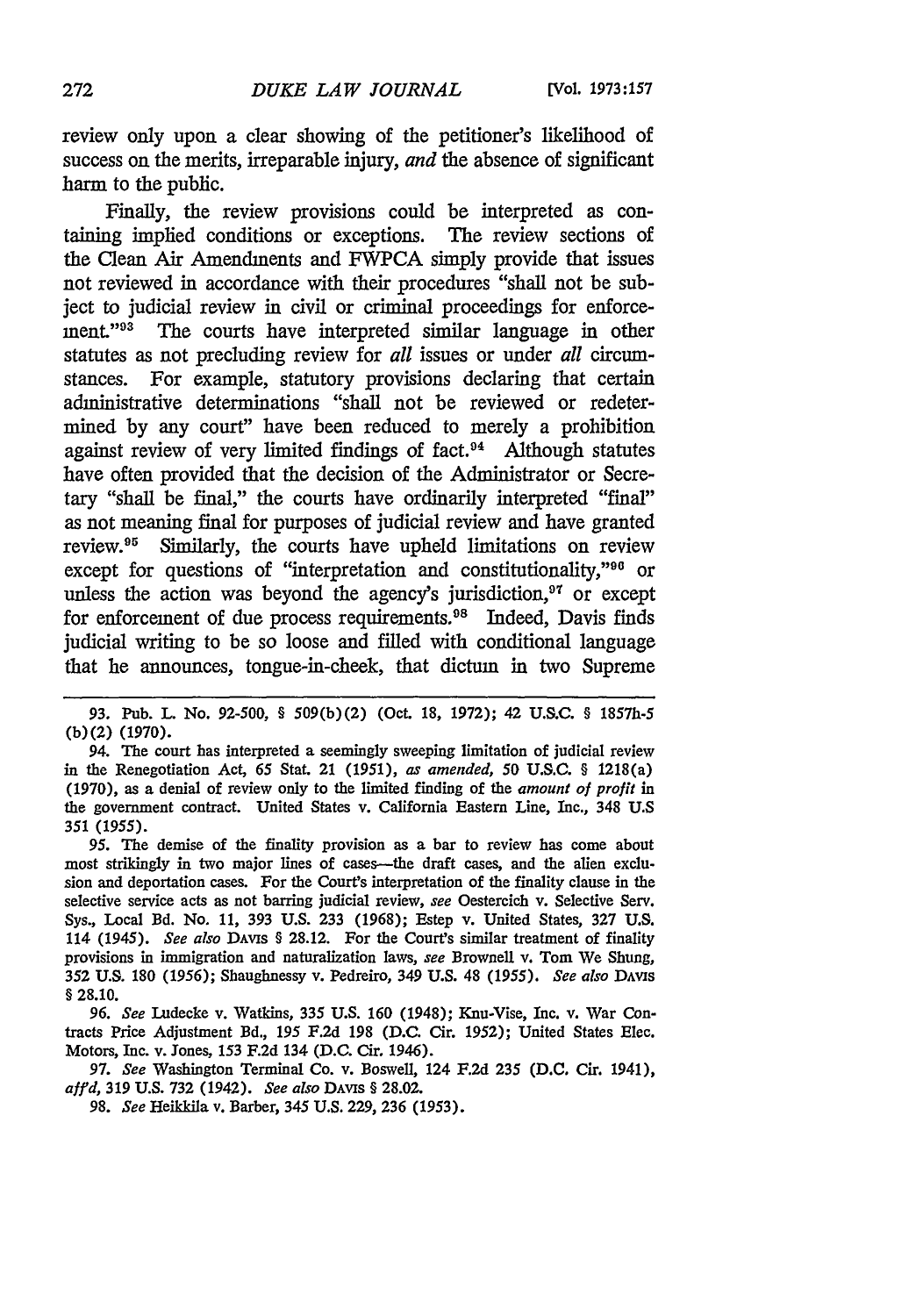review only upon a clear showing of the petitioner's likelihood of success on the merits, irreparable injury, *and* the absence of significant harm to the public.

Finally, the review provisions could be interpreted as containing implied conditions or exceptions. The review sections of the Clean Air Amendments and FWPCA simply provide that issues not reviewed in accordance with their procedures "shall not be subject to judicial review in civil or criminal proceedings for enforcement."[93] The courts have interpreted similar language in other statutes as not precluding review for *all* issues or under *all* circumstances. For example, statutory provisions declaring that certain administrative determinations "shall not be reviewed or redetermined by any court" have been reduced to merely a prohibition against review of very limited findings of fact.[94] Although statutes have often provided that the decision of the Administrator or Secretary "shall be final," the courts have ordinarily interpreted "final" as not meaning final for purposes of judicial review and have granted review.[95] Similarly, the courts have upheld limitations on review except for questions of "interpretation and constitutionality,"[96] or unless the action was beyond the agency's jurisdiction,[97] or except for enforcement of due process requirements.[98] Indeed, Davis finds judicial writing to be so loose and filled with conditional language that he announces, tongue-in-cheek, that dictum in two Supreme

---

93. Pub. L. No. 92-500, § 509(b)(2) (Oct. 18, 1972); 42 U.S.C. § 1857h-5 (b)(2) (1970).

94. The court has interpreted a seemingly sweeping limitation of judicial review in the Renegotiation Act, 65 Stat. 21 (1951), *as amended*, 50 U.S.C. § 1218(a) (1970), as a denial of review only to the limited finding of the *amount of profit* in the government contract. United States v. California Eastern Line, Inc., 348 U.S 351 (1955).

95. The demise of the finality provision as a bar to review has come about most strikingly in two major lines of cases—the draft cases, and the alien exclusion and deportation cases. For the Court's interpretation of the finality clause in the selective service acts as not barring judicial review, *see* Oestereich v. Selective Serv. Sys., Local Bd. No. 11, 393 U.S. 233 (1968); Estep v. United States, 327 U.S. 114 (1945). *See also* DAVIS § 28.12. For the Court's similar treatment of finality provisions in immigration and naturalization laws, *see* Brownell v. Tom We Shung, 352 U.S. 180 (1956); Shaughnessy v. Pedreiro, 349 U.S. 48 (1955). *See also* DAVIS § 28.10.

96. *See* Ludecke v. Watkins, 335 U.S. 160 (1948); Knu-Vise, Inc. v. War Contracts Price Adjustment Bd., 195 F.2d 198 (D.C. Cir. 1952); United States Elec. Motors, Inc. v. Jones, 153 F.2d 134 (D.C. Cir. 1946).

97. *See* Washington Terminal Co. v. Boswell, 124 F.2d 235 (D.C. Cir. 1941), *aff'd*, 319 U.S. 732 (1942). *See also* DAVIS § 28.02.

98. *See* Heikkila v. Barber, 345 U.S. 229, 236 (1953).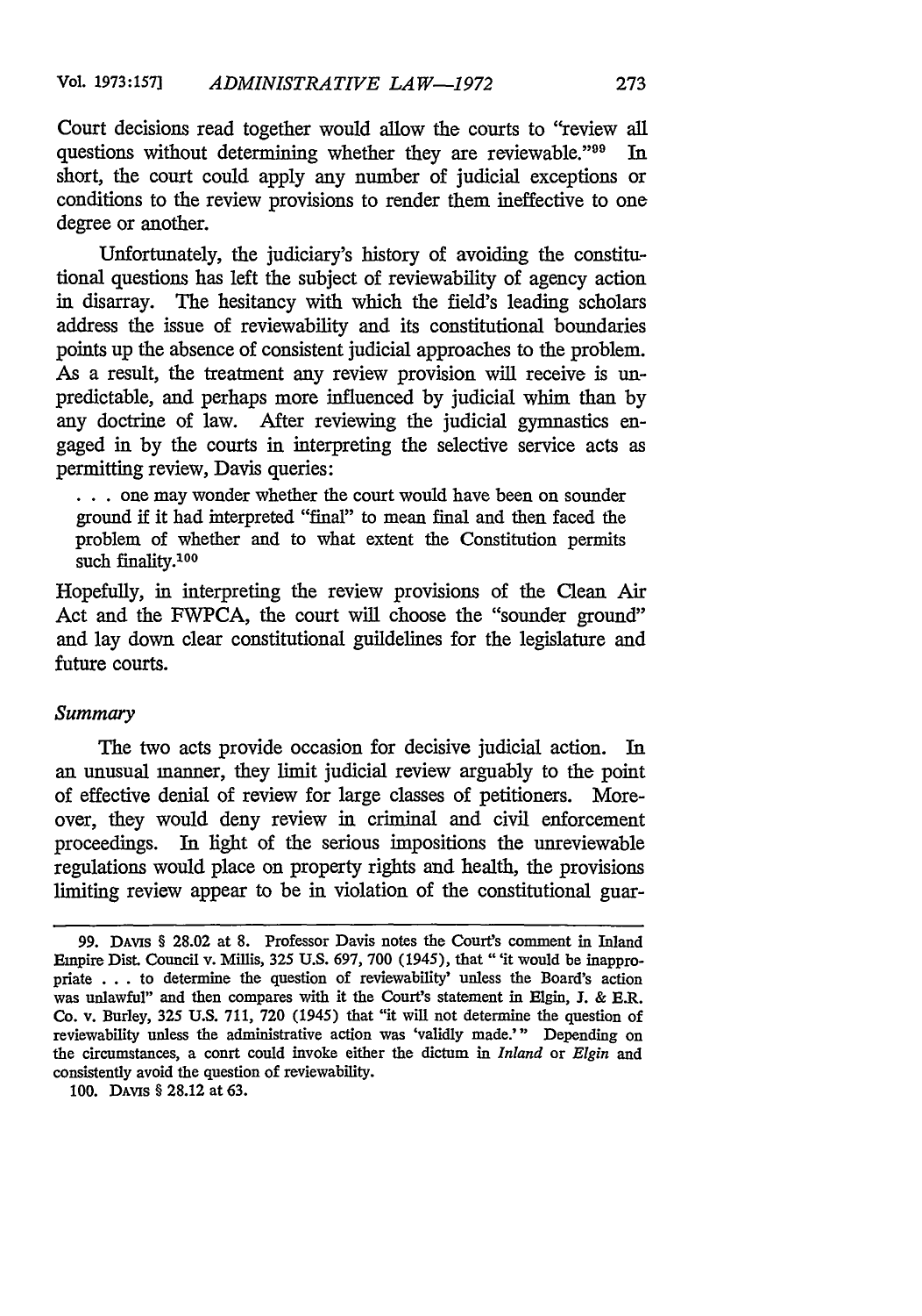Court decisions read together would allow the courts to "review all questions without determining whether they are reviewable."[99] In short, the court could apply any number of judicial exceptions or conditions to the review provisions to render them ineffective to one degree or another.

Unfortunately, the judiciary's history of avoiding the constitutional questions has left the subject of reviewability of agency action in disarray. The hesitancy with which the field's leading scholars address the issue of reviewability and its constitutional boundaries points up the absence of consistent judicial approaches to the problem. As a result, the treatment any review provision will receive is unpredictable, and perhaps more influenced by judicial whim than by any doctrine of law. After reviewing the judicial gymnastics engaged in by the courts in interpreting the selective service acts as permitting review, Davis queries:

> . . . one may wonder whether the court would have been on sounder ground if it had interpreted "final" to mean final and then faced the problem of whether and to what extent the Constitution permits such finality.[100]

Hopefully, in interpreting the review provisions of the Clean Air Act and the FWPCA, the court will choose the "sounder ground" and lay down clear constitutional guildelines for the legislature and future courts.

### *Summary*

The two acts provide occasion for decisive judicial action. In an unusual manner, they limit judicial review arguably to the point of effective denial of review for large classes of petitioners. Moreover, they would deny review in criminal and civil enforcement proceedings. In light of the serious impositions the unreviewable regulations would place on property rights and health, the provisions limiting review appear to be in violation of the constitutional guar-

---

99. DAVIS § 28.02 at 8. Professor Davis notes the Court's comment in Inland Empire Dist. Council v. Millis, 325 U.S. 697, 700 (1945), that "'it would be inappropriate . . . to determine the question of reviewability' unless the Board's action was unlawful" and then compares with it the Court's statement in Elgin, J. & E.R. Co. v. Burley, 325 U.S. 711, 720 (1945) that "it will not determine the question of reviewability unless the administrative action was 'validly made.'" Depending on the circumstances, a conrt could invoke either the dictum in *Inland* or *Elgin* and consistently avoid the question of reviewability.

100. DAVIS § 28.12 at 63.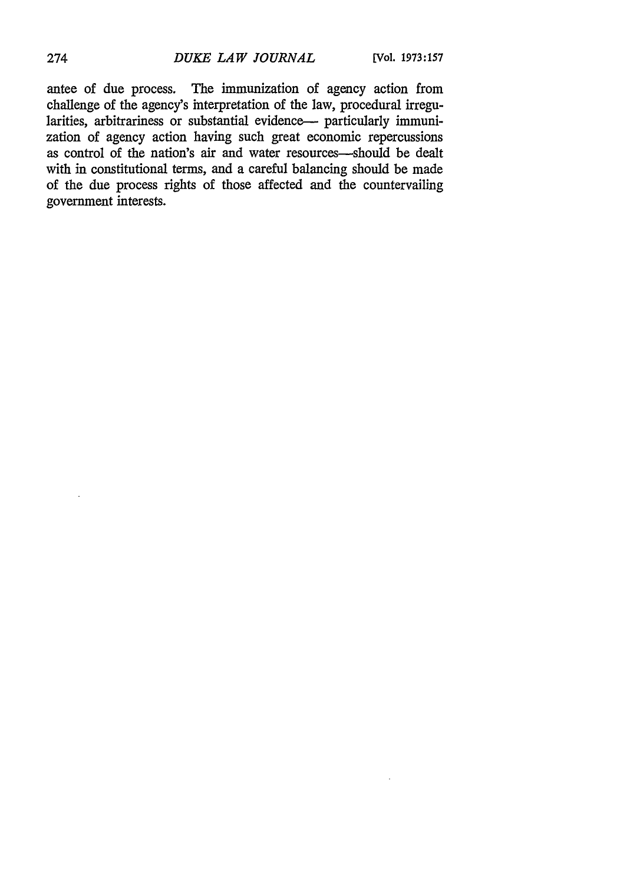antee of due process. The immunization of agency action from challenge of the agency's interpretation of the law, procedural irregularities, arbitrariness or substantial evidence— particularly immunization of agency action having such great economic repercussions as control of the nation's air and water resources—should be dealt with in constitutional terms, and a careful balancing should be made of the due process rights of those affected and the countervailing government interests.